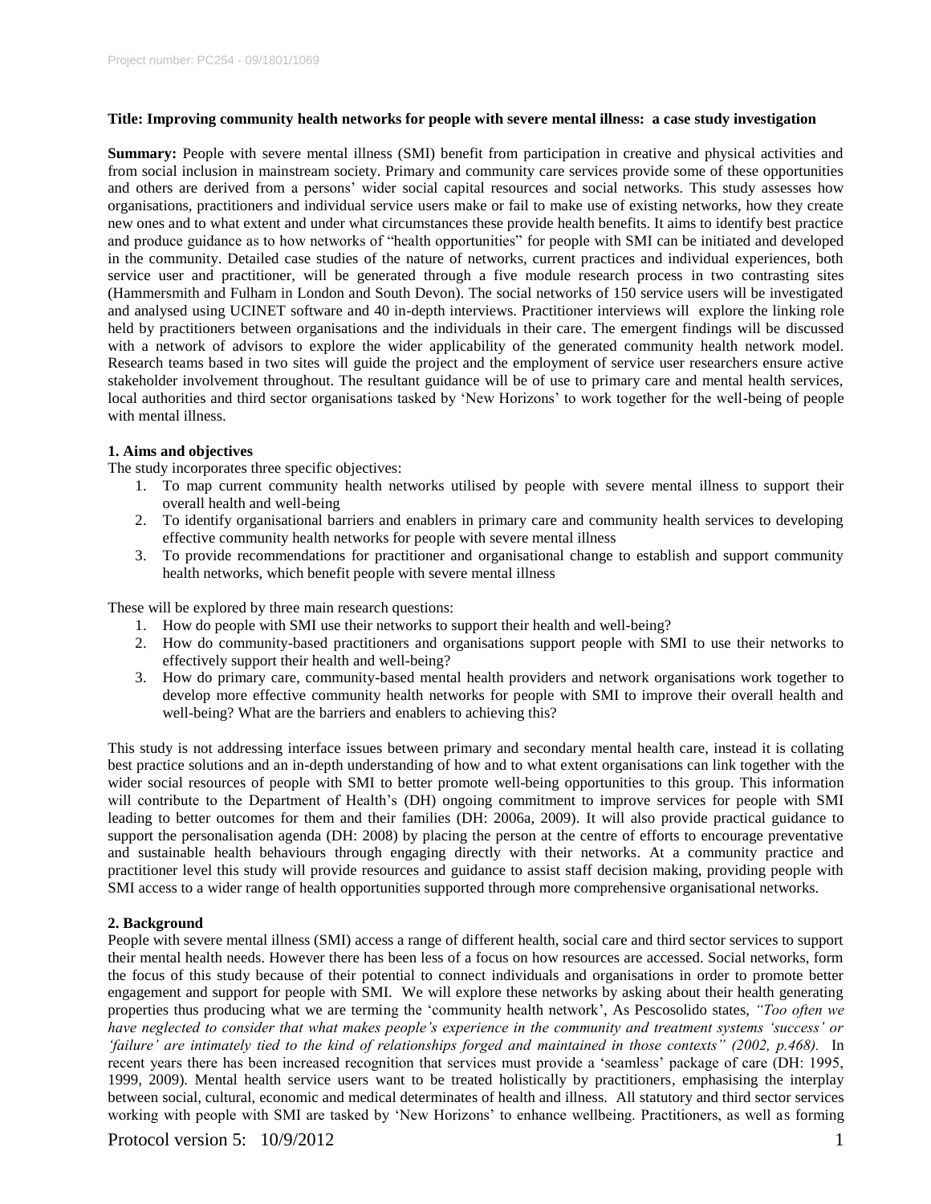**Title: Improving community health networks for people with severe mental illness: a case study investigation**

**Summary:** People with severe mental illness (SMI) benefit from participation in creative and physical activities and from social inclusion in mainstream society. Primary and community care services provide some of these opportunities and others are derived from a persons' wider social capital resources and social networks. This study assesses how organisations, practitioners and individual service users make or fail to make use of existing networks, how they create new ones and to what extent and under what circumstances these provide health benefits. It aims to identify best practice and produce guidance as to how networks of "health opportunities" for people with SMI can be initiated and developed in the community. Detailed case studies of the nature of networks, current practices and individual experiences, both service user and practitioner, will be generated through a five module research process in two contrasting sites (Hammersmith and Fulham in London and South Devon). The social networks of 150 service users will be investigated and analysed using UCINET software and 40 in-depth interviews. Practitioner interviews will explore the linking role held by practitioners between organisations and the individuals in their care. The emergent findings will be discussed with a network of advisors to explore the wider applicability of the generated community health network model. Research teams based in two sites will guide the project and the employment of service user researchers ensure active stakeholder involvement throughout. The resultant guidance will be of use to primary care and mental health services, local authorities and third sector organisations tasked by 'New Horizons' to work together for the well-being of people with mental illness.

## 1. Aims and objectives

The study incorporates three specific objectives:

1. To map current community health networks utilised by people with severe mental illness to support their overall health and well-being
2. To identify organisational barriers and enablers in primary care and community health services to developing effective community health networks for people with severe mental illness
3. To provide recommendations for practitioner and organisational change to establish and support community health networks, which benefit people with severe mental illness

These will be explored by three main research questions:

1. How do people with SMI use their networks to support their health and well-being?
2. How do community-based practitioners and organisations support people with SMI to use their networks to effectively support their health and well-being?
3. How do primary care, community-based mental health providers and network organisations work together to develop more effective community health networks for people with SMI to improve their overall health and well-being? What are the barriers and enablers to achieving this?

This study is not addressing interface issues between primary and secondary mental health care, instead it is collating best practice solutions and an in-depth understanding of how and to what extent organisations can link together with the wider social resources of people with SMI to better promote well-being opportunities to this group. This information will contribute to the Department of Health's (DH) ongoing commitment to improve services for people with SMI leading to better outcomes for them and their families (DH: 2006a, 2009). It will also provide practical guidance to support the personalisation agenda (DH: 2008) by placing the person at the centre of efforts to encourage preventative and sustainable health behaviours through engaging directly with their networks. At a community practice and practitioner level this study will provide resources and guidance to assist staff decision making, providing people with SMI access to a wider range of health opportunities supported through more comprehensive organisational networks.

## 2. Background

People with severe mental illness (SMI) access a range of different health, social care and third sector services to support their mental health needs. However there has been less of a focus on how resources are accessed. Social networks, form the focus of this study because of their potential to connect individuals and organisations in order to promote better engagement and support for people with SMI. We will explore these networks by asking about their health generating properties thus producing what we are terming the 'community health network', As Pescosolido states, *"Too often we have neglected to consider that what makes people's experience in the community and treatment systems 'success' or 'failure' are intimately tied to the kind of relationships forged and maintained in those contexts" (2002, p.468).* In recent years there has been increased recognition that services must provide a 'seamless' package of care (DH: 1995, 1999, 2009). Mental health service users want to be treated holistically by practitioners, emphasising the interplay between social, cultural, economic and medical determinates of health and illness. All statutory and third sector services working with people with SMI are tasked by 'New Horizons' to enhance wellbeing. Practitioners, as well as forming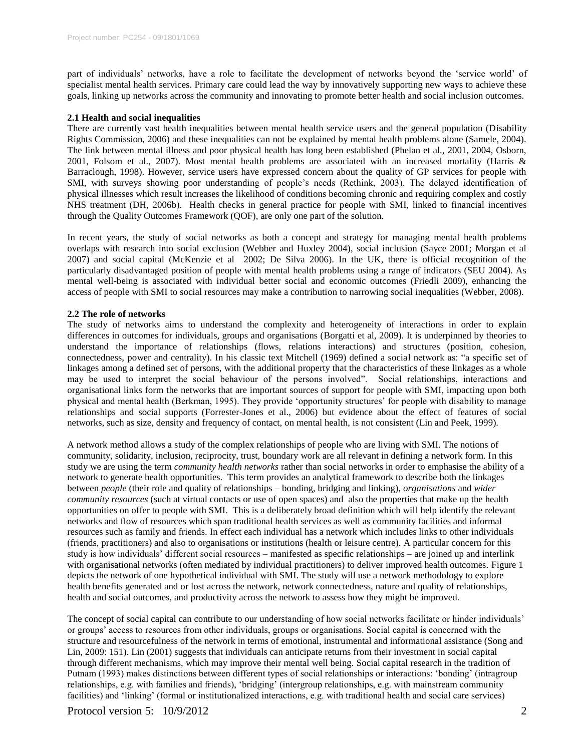part of individuals' networks, have a role to facilitate the development of networks beyond the 'service world' of specialist mental health services. Primary care could lead the way by innovatively supporting new ways to achieve these goals, linking up networks across the community and innovating to promote better health and social inclusion outcomes.

### 2.1 Health and social inequalities

There are currently vast health inequalities between mental health service users and the general population (Disability Rights Commission, 2006) and these inequalities can not be explained by mental health problems alone (Samele, 2004). The link between mental illness and poor physical health has long been established (Phelan et al., 2001, 2004, Osborn, 2001, Folsom et al., 2007). Most mental health problems are associated with an increased mortality (Harris & Barraclough, 1998). However, service users have expressed concern about the quality of GP services for people with SMI, with surveys showing poor understanding of people's needs (Rethink, 2003). The delayed identification of physical illnesses which result increases the likelihood of conditions becoming chronic and requiring complex and costly NHS treatment (DH, 2006b). Health checks in general practice for people with SMI, linked to financial incentives through the Quality Outcomes Framework (QOF), are only one part of the solution.

In recent years, the study of social networks as both a concept and strategy for managing mental health problems overlaps with research into social exclusion (Webber and Huxley 2004), social inclusion (Sayce 2001; Morgan et al 2007) and social capital (McKenzie et al 2002; De Silva 2006). In the UK, there is official recognition of the particularly disadvantaged position of people with mental health problems using a range of indicators (SEU 2004). As mental well-being is associated with individual better social and economic outcomes (Friedli 2009), enhancing the access of people with SMI to social resources may make a contribution to narrowing social inequalities (Webber, 2008).

### 2.2 The role of networks

The study of networks aims to understand the complexity and heterogeneity of interactions in order to explain differences in outcomes for individuals, groups and organisations (Borgatti et al, 2009). It is underpinned by theories to understand the importance of relationships (flows, relations interactions) and structures (position, cohesion, connectedness, power and centrality). In his classic text Mitchell (1969) defined a social network as: "a specific set of linkages among a defined set of persons, with the additional property that the characteristics of these linkages as a whole may be used to interpret the social behaviour of the persons involved". Social relationships, interactions and organisational links form the networks that are important sources of support for people with SMI, impacting upon both physical and mental health (Berkman, 1995). They provide 'opportunity structures' for people with disability to manage relationships and social supports (Forrester-Jones et al., 2006) but evidence about the effect of features of social networks, such as size, density and frequency of contact, on mental health, is not consistent (Lin and Peek, 1999).

A network method allows a study of the complex relationships of people who are living with SMI. The notions of community, solidarity, inclusion, reciprocity, trust, boundary work are all relevant in defining a network form. In this study we are using the term *community health networks* rather than social networks in order to emphasise the ability of a network to generate health opportunities. This term provides an analytical framework to describe both the linkages between *people* (their role and quality of relationships – bonding, bridging and linking), *organisations* and *wider community resources* (such at virtual contacts or use of open spaces) and also the properties that make up the health opportunities on offer to people with SMI. This is a deliberately broad definition which will help identify the relevant networks and flow of resources which span traditional health services as well as community facilities and informal resources such as family and friends. In effect each individual has a network which includes links to other individuals (friends, practitioners) and also to organisations or institutions (health or leisure centre). A particular concern for this study is how individuals' different social resources – manifested as specific relationships – are joined up and interlink with organisational networks (often mediated by individual practitioners) to deliver improved health outcomes. Figure 1 depicts the network of one hypothetical individual with SMI. The study will use a network methodology to explore health benefits generated and or lost across the network, network connectedness, nature and quality of relationships, health and social outcomes, and productivity across the network to assess how they might be improved.

The concept of social capital can contribute to our understanding of how social networks facilitate or hinder individuals' or groups' access to resources from other individuals, groups or organisations. Social capital is concerned with the structure and resourcefulness of the network in terms of emotional, instrumental and informational assistance (Song and Lin, 2009: 151). Lin (2001) suggests that individuals can anticipate returns from their investment in social capital through different mechanisms, which may improve their mental well being. Social capital research in the tradition of Putnam (1993) makes distinctions between different types of social relationships or interactions: 'bonding' (intragroup relationships, e.g. with families and friends), 'bridging' (intergroup relationships, e.g. with mainstream community facilities) and 'linking' (formal or institutionalized interactions, e.g. with traditional health and social care services)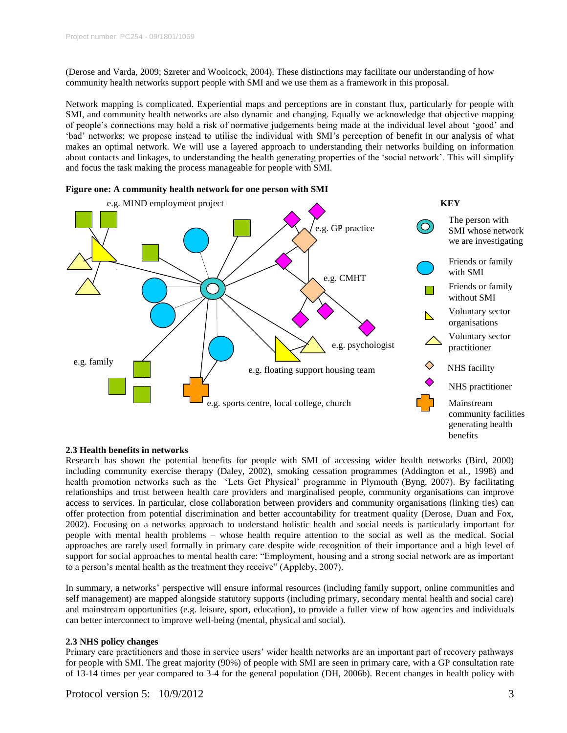(Derose and Varda, 2009; Szreter and Woolcock, 2004). These distinctions may facilitate our understanding of how community health networks support people with SMI and we use them as a framework in this proposal.

Network mapping is complicated. Experiential maps and perceptions are in constant flux, particularly for people with SMI, and community health networks are also dynamic and changing. Equally we acknowledge that objective mapping of people's connections may hold a risk of normative judgements being made at the individual level about 'good' and 'bad' networks; we propose instead to utilise the individual with SMI's perception of benefit in our analysis of what makes an optimal network. We will use a layered approach to understanding their networks building on information about contacts and linkages, to understanding the health generating properties of the 'social network'. This will simplify and focus the task making the process manageable for people with SMI.

**Figure one: A community health network for one person with SMI**

e.g. MIND employment project

e.g. GP practice

e.g. CMHT

e.g. psychologist

e.g. family

e.g. floating support housing team

e.g. sports centre, local college, church

**KEY**

- The person with SMI whose network we are investigating
- Friends or family with SMI
- Friends or family without SMI
- Voluntary sector organisations
- Voluntary sector practitioner
- NHS facility
- NHS practitioner
- Mainstream community facilities generating health benefits

### 2.3 Health benefits in networks

Research has shown the potential benefits for people with SMI of accessing wider health networks (Bird, 2000) including community exercise therapy (Daley, 2002), smoking cessation programmes (Addington et al., 1998) and health promotion networks such as the 'Lets Get Physical' programme in Plymouth (Byng, 2007). By facilitating relationships and trust between health care providers and marginalised people, community organisations can improve access to services. In particular, close collaboration between providers and community organisations (linking ties) can offer protection from potential discrimination and better accountability for treatment quality (Derose, Duan and Fox, 2002). Focusing on a networks approach to understand holistic health and social needs is particularly important for people with mental health problems – whose health require attention to the social as well as the medical. Social approaches are rarely used formally in primary care despite wide recognition of their importance and a high level of support for social approaches to mental health care: "Employment, housing and a strong social network are as important to a person's mental health as the treatment they receive" (Appleby, 2007).

In summary, a networks' perspective will ensure informal resources (including family support, online communities and self management) are mapped alongside statutory supports (including primary, secondary mental health and social care) and mainstream opportunities (e.g. leisure, sport, education), to provide a fuller view of how agencies and individuals can better interconnect to improve well-being (mental, physical and social).

### 2.3 NHS policy changes

Primary care practitioners and those in service users' wider health networks are an important part of recovery pathways for people with SMI. The great majority (90%) of people with SMI are seen in primary care, with a GP consultation rate of 13-14 times per year compared to 3-4 for the general population (DH, 2006b). Recent changes in health policy with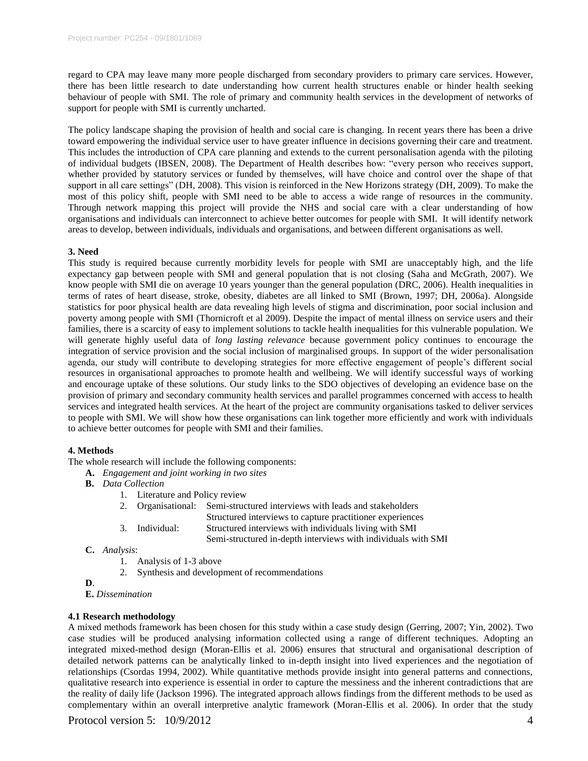regard to CPA may leave many more people discharged from secondary providers to primary care services. However, there has been little research to date understanding how current health structures enable or hinder health seeking behaviour of people with SMI. The role of primary and community health services in the development of networks of support for people with SMI is currently uncharted.

The policy landscape shaping the provision of health and social care is changing. In recent years there has been a drive toward empowering the individual service user to have greater influence in decisions governing their care and treatment. This includes the introduction of CPA care planning and extends to the current personalisation agenda with the piloting of individual budgets (IBSEN, 2008). The Department of Health describes how: "every person who receives support, whether provided by statutory services or funded by themselves, will have choice and control over the shape of that support in all care settings" (DH, 2008). This vision is reinforced in the New Horizons strategy (DH, 2009). To make the most of this policy shift, people with SMI need to be able to access a wide range of resources in the community. Through network mapping this project will provide the NHS and social care with a clear understanding of how organisations and individuals can interconnect to achieve better outcomes for people with SMI. It will identify network areas to develop, between individuals, individuals and organisations, and between different organisations as well.

**3. Need**

This study is required because currently morbidity levels for people with SMI are unacceptably high, and the life expectancy gap between people with SMI and general population that is not closing (Saha and McGrath, 2007). We know people with SMI die on average 10 years younger than the general population (DRC, 2006). Health inequalities in terms of rates of heart disease, stroke, obesity, diabetes are all linked to SMI (Brown, 1997; DH, 2006a). Alongside statistics for poor physical health are data revealing high levels of stigma and discrimination, poor social inclusion and poverty among people with SMI (Thornicroft et al 2009). Despite the impact of mental illness on service users and their families, there is a scarcity of easy to implement solutions to tackle health inequalities for this vulnerable population. We will generate highly useful data of *long lasting relevance* because government policy continues to encourage the integration of service provision and the social inclusion of marginalised groups. In support of the wider personalisation agenda, our study will contribute to developing strategies for more effective engagement of people's different social resources in organisational approaches to promote health and wellbeing. We will identify successful ways of working and encourage uptake of these solutions. Our study links to the SDO objectives of developing an evidence base on the provision of primary and secondary community health services and parallel programmes concerned with access to health services and integrated health services. At the heart of the project are community organisations tasked to deliver services to people with SMI. We will show how these organisations can link together more efficiently and work with individuals to achieve better outcomes for people with SMI and their families.

**4. Methods**

The whole research will include the following components:

- **A.** *Engagement and joint working in two sites*
- **B.** *Data Collection*
  1. Literature and Policy review
  2. Organisational: Semi-structured interviews with leads and stakeholders
     Structured interviews to capture practitioner experiences
  3. Individual: Structured interviews with individuals living with SMI
     Semi-structured in-depth interviews with individuals with SMI
- **C.** *Analysis*:
  1. Analysis of 1-3 above
  2. Synthesis and development of recommendations
- **D**.
- **E.** *Dissemination*

**4.1 Research methodology**

A mixed methods framework has been chosen for this study within a case study design (Gerring, 2007; Yin, 2002). Two case studies will be produced analysing information collected using a range of different techniques. Adopting an integrated mixed-method design (Moran-Ellis et al. 2006) ensures that structural and organisational description of detailed network patterns can be analytically linked to in-depth insight into lived experiences and the negotiation of relationships (Csordas 1994, 2002). While quantitative methods provide insight into general patterns and connections, qualitative research into experience is essential in order to capture the messiness and the inherent contradictions that are the reality of daily life (Jackson 1996). The integrated approach allows findings from the different methods to be used as complementary within an overall interpretive analytic framework (Moran-Ellis et al. 2006). In order that the study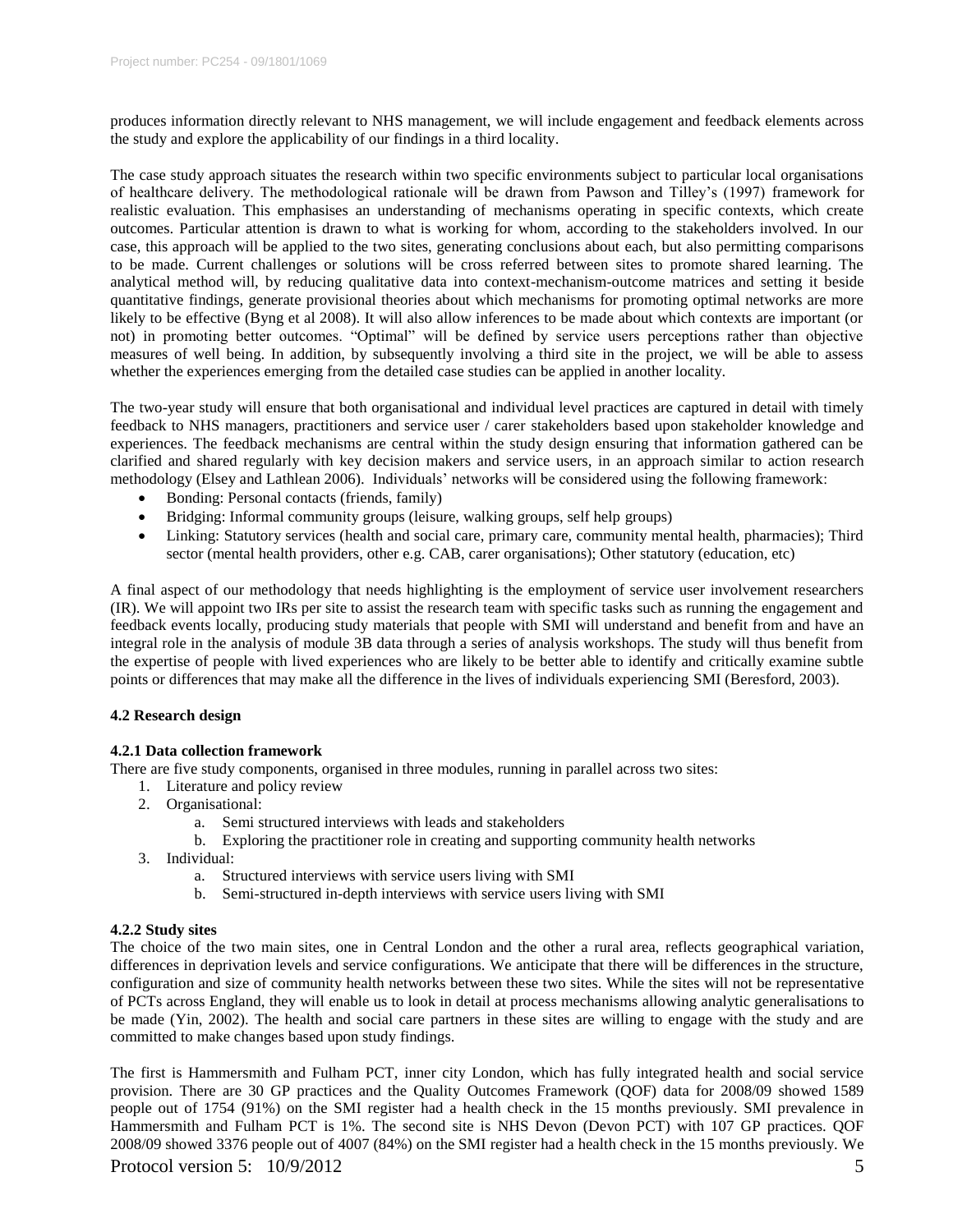produces information directly relevant to NHS management, we will include engagement and feedback elements across the study and explore the applicability of our findings in a third locality.

The case study approach situates the research within two specific environments subject to particular local organisations of healthcare delivery. The methodological rationale will be drawn from Pawson and Tilley's (1997) framework for realistic evaluation. This emphasises an understanding of mechanisms operating in specific contexts, which create outcomes. Particular attention is drawn to what is working for whom, according to the stakeholders involved. In our case, this approach will be applied to the two sites, generating conclusions about each, but also permitting comparisons to be made. Current challenges or solutions will be cross referred between sites to promote shared learning. The analytical method will, by reducing qualitative data into context-mechanism-outcome matrices and setting it beside quantitative findings, generate provisional theories about which mechanisms for promoting optimal networks are more likely to be effective (Byng et al 2008). It will also allow inferences to be made about which contexts are important (or not) in promoting better outcomes. "Optimal" will be defined by service users perceptions rather than objective measures of well being. In addition, by subsequently involving a third site in the project, we will be able to assess whether the experiences emerging from the detailed case studies can be applied in another locality.

The two-year study will ensure that both organisational and individual level practices are captured in detail with timely feedback to NHS managers, practitioners and service user / carer stakeholders based upon stakeholder knowledge and experiences. The feedback mechanisms are central within the study design ensuring that information gathered can be clarified and shared regularly with key decision makers and service users, in an approach similar to action research methodology (Elsey and Lathlean 2006). Individuals' networks will be considered using the following framework:

- Bonding: Personal contacts (friends, family)
- Bridging: Informal community groups (leisure, walking groups, self help groups)
- Linking: Statutory services (health and social care, primary care, community mental health, pharmacies); Third sector (mental health providers, other e.g. CAB, carer organisations); Other statutory (education, etc)

A final aspect of our methodology that needs highlighting is the employment of service user involvement researchers (IR). We will appoint two IRs per site to assist the research team with specific tasks such as running the engagement and feedback events locally, producing study materials that people with SMI will understand and benefit from and have an integral role in the analysis of module 3B data through a series of analysis workshops. The study will thus benefit from the expertise of people with lived experiences who are likely to be better able to identify and critically examine subtle points or differences that may make all the difference in the lives of individuals experiencing SMI (Beresford, 2003).

### 4.2 Research design

#### 4.2.1 Data collection framework

There are five study components, organised in three modules, running in parallel across two sites:

1. Literature and policy review
2. Organisational:
   a. Semi structured interviews with leads and stakeholders
   b. Exploring the practitioner role in creating and supporting community health networks
3. Individual:
   a. Structured interviews with service users living with SMI
   b. Semi-structured in-depth interviews with service users living with SMI

#### 4.2.2 Study sites

The choice of the two main sites, one in Central London and the other a rural area, reflects geographical variation, differences in deprivation levels and service configurations. We anticipate that there will be differences in the structure, configuration and size of community health networks between these two sites. While the sites will not be representative of PCTs across England, they will enable us to look in detail at process mechanisms allowing analytic generalisations to be made (Yin, 2002). The health and social care partners in these sites are willing to engage with the study and are committed to make changes based upon study findings.

The first is Hammersmith and Fulham PCT, inner city London, which has fully integrated health and social service provision. There are 30 GP practices and the Quality Outcomes Framework (QOF) data for 2008/09 showed 1589 people out of 1754 (91%) on the SMI register had a health check in the 15 months previously. SMI prevalence in Hammersmith and Fulham PCT is 1%. The second site is NHS Devon (Devon PCT) with 107 GP practices. QOF 2008/09 showed 3376 people out of 4007 (84%) on the SMI register had a health check in the 15 months previously. We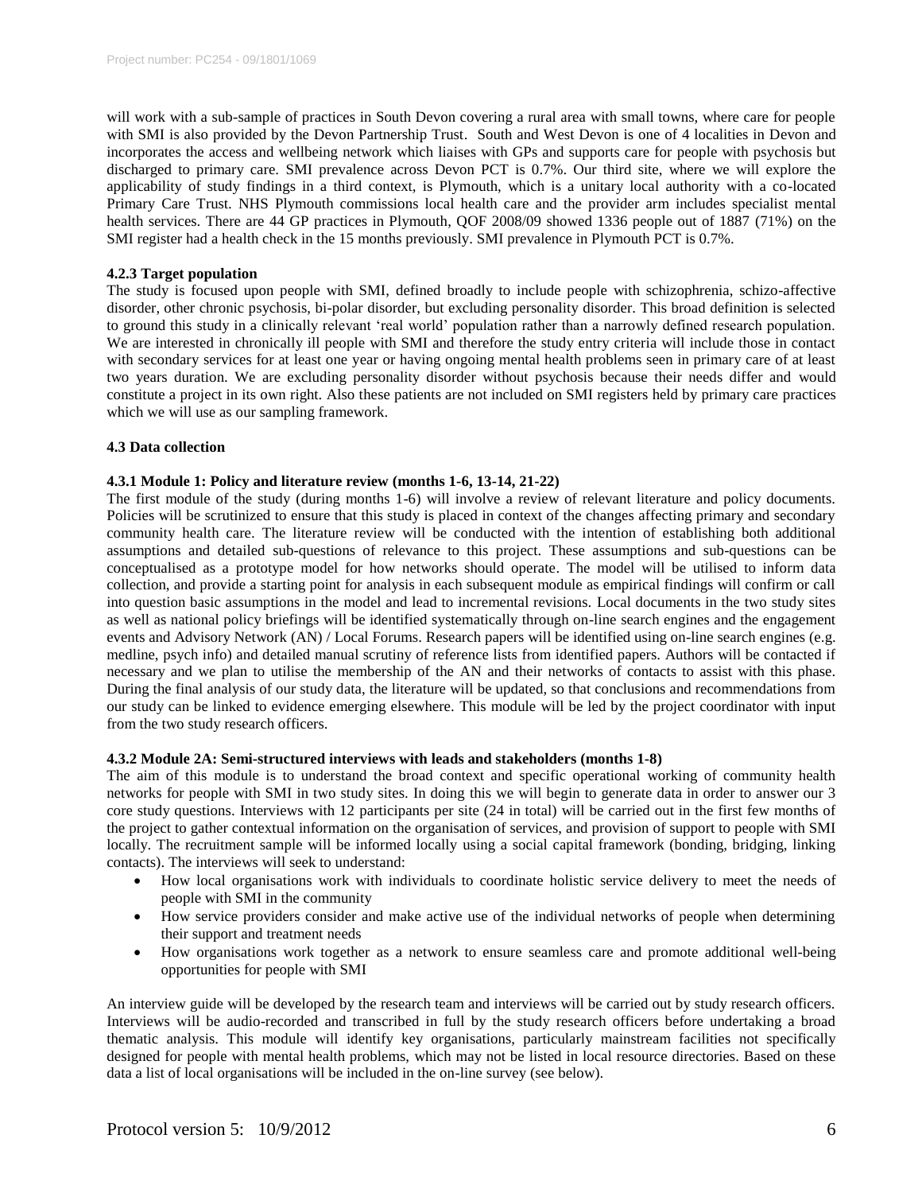will work with a sub-sample of practices in South Devon covering a rural area with small towns, where care for people with SMI is also provided by the Devon Partnership Trust. South and West Devon is one of 4 localities in Devon and incorporates the access and wellbeing network which liaises with GPs and supports care for people with psychosis but discharged to primary care. SMI prevalence across Devon PCT is 0.7%. Our third site, where we will explore the applicability of study findings in a third context, is Plymouth, which is a unitary local authority with a co-located Primary Care Trust. NHS Plymouth commissions local health care and the provider arm includes specialist mental health services. There are 44 GP practices in Plymouth, QOF 2008/09 showed 1336 people out of 1887 (71%) on the SMI register had a health check in the 15 months previously. SMI prevalence in Plymouth PCT is 0.7%.

#### 4.2.3 Target population

The study is focused upon people with SMI, defined broadly to include people with schizophrenia, schizo-affective disorder, other chronic psychosis, bi-polar disorder, but excluding personality disorder. This broad definition is selected to ground this study in a clinically relevant 'real world' population rather than a narrowly defined research population. We are interested in chronically ill people with SMI and therefore the study entry criteria will include those in contact with secondary services for at least one year or having ongoing mental health problems seen in primary care of at least two years duration. We are excluding personality disorder without psychosis because their needs differ and would constitute a project in its own right. Also these patients are not included on SMI registers held by primary care practices which we will use as our sampling framework.

### 4.3 Data collection

#### 4.3.1 Module 1: Policy and literature review (months 1-6, 13-14, 21-22)

The first module of the study (during months 1-6) will involve a review of relevant literature and policy documents. Policies will be scrutinized to ensure that this study is placed in context of the changes affecting primary and secondary community health care. The literature review will be conducted with the intention of establishing both additional assumptions and detailed sub-questions of relevance to this project. These assumptions and sub-questions can be conceptualised as a prototype model for how networks should operate. The model will be utilised to inform data collection, and provide a starting point for analysis in each subsequent module as empirical findings will confirm or call into question basic assumptions in the model and lead to incremental revisions. Local documents in the two study sites as well as national policy briefings will be identified systematically through on-line search engines and the engagement events and Advisory Network (AN) / Local Forums. Research papers will be identified using on-line search engines (e.g. medline, psych info) and detailed manual scrutiny of reference lists from identified papers. Authors will be contacted if necessary and we plan to utilise the membership of the AN and their networks of contacts to assist with this phase. During the final analysis of our study data, the literature will be updated, so that conclusions and recommendations from our study can be linked to evidence emerging elsewhere. This module will be led by the project coordinator with input from the two study research officers.

#### 4.3.2 Module 2A: Semi-structured interviews with leads and stakeholders (months 1-8)

The aim of this module is to understand the broad context and specific operational working of community health networks for people with SMI in two study sites. In doing this we will begin to generate data in order to answer our 3 core study questions. Interviews with 12 participants per site (24 in total) will be carried out in the first few months of the project to gather contextual information on the organisation of services, and provision of support to people with SMI locally. The recruitment sample will be informed locally using a social capital framework (bonding, bridging, linking contacts). The interviews will seek to understand:

- How local organisations work with individuals to coordinate holistic service delivery to meet the needs of people with SMI in the community
- How service providers consider and make active use of the individual networks of people when determining their support and treatment needs
- How organisations work together as a network to ensure seamless care and promote additional well-being opportunities for people with SMI

An interview guide will be developed by the research team and interviews will be carried out by study research officers. Interviews will be audio-recorded and transcribed in full by the study research officers before undertaking a broad thematic analysis. This module will identify key organisations, particularly mainstream facilities not specifically designed for people with mental health problems, which may not be listed in local resource directories. Based on these data a list of local organisations will be included in the on-line survey (see below).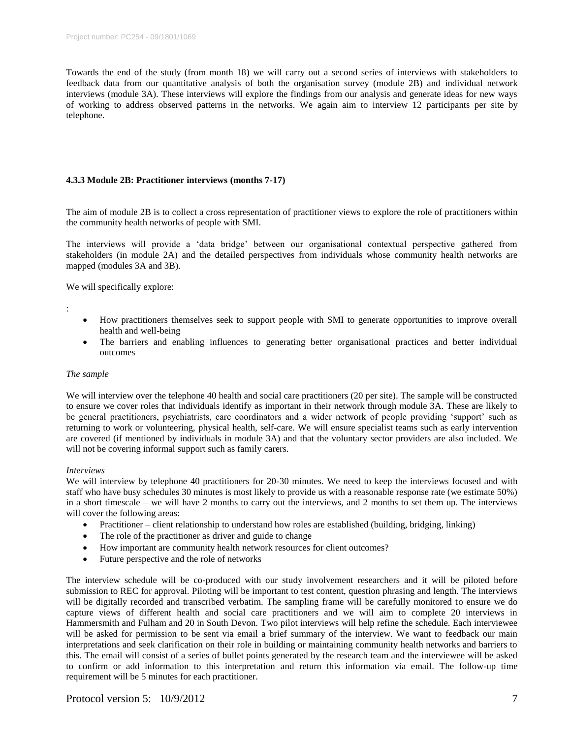Towards the end of the study (from month 18) we will carry out a second series of interviews with stakeholders to feedback data from our quantitative analysis of both the organisation survey (module 2B) and individual network interviews (module 3A). These interviews will explore the findings from our analysis and generate ideas for new ways of working to address observed patterns in the networks. We again aim to interview 12 participants per site by telephone.

#### 4.3.3 Module 2B: Practitioner interviews (months 7-17)

The aim of module 2B is to collect a cross representation of practitioner views to explore the role of practitioners within the community health networks of people with SMI.

The interviews will provide a 'data bridge' between our organisational contextual perspective gathered from stakeholders (in module 2A) and the detailed perspectives from individuals whose community health networks are mapped (modules 3A and 3B).

We will specifically explore:

:

- How practitioners themselves seek to support people with SMI to generate opportunities to improve overall health and well-being
- The barriers and enabling influences to generating better organisational practices and better individual outcomes

*The sample*

We will interview over the telephone 40 health and social care practitioners (20 per site). The sample will be constructed to ensure we cover roles that individuals identify as important in their network through module 3A. These are likely to be general practitioners, psychiatrists, care coordinators and a wider network of people providing 'support' such as returning to work or volunteering, physical health, self-care. We will ensure specialist teams such as early intervention are covered (if mentioned by individuals in module 3A) and that the voluntary sector providers are also included. We will not be covering informal support such as family carers.

*Interviews*

We will interview by telephone 40 practitioners for 20-30 minutes. We need to keep the interviews focused and with staff who have busy schedules 30 minutes is most likely to provide us with a reasonable response rate (we estimate 50%) in a short timescale – we will have 2 months to carry out the interviews, and 2 months to set them up. The interviews will cover the following areas:

- Practitioner – client relationship to understand how roles are established (building, bridging, linking)
- The role of the practitioner as driver and guide to change
- How important are community health network resources for client outcomes?
- Future perspective and the role of networks

The interview schedule will be co-produced with our study involvement researchers and it will be piloted before submission to REC for approval. Piloting will be important to test content, question phrasing and length. The interviews will be digitally recorded and transcribed verbatim. The sampling frame will be carefully monitored to ensure we do capture views of different health and social care practitioners and we will aim to complete 20 interviews in Hammersmith and Fulham and 20 in South Devon. Two pilot interviews will help refine the schedule. Each interviewee will be asked for permission to be sent via email a brief summary of the interview. We want to feedback our main interpretations and seek clarification on their role in building or maintaining community health networks and barriers to this. The email will consist of a series of bullet points generated by the research team and the interviewee will be asked to confirm or add information to this interpretation and return this information via email. The follow-up time requirement will be 5 minutes for each practitioner.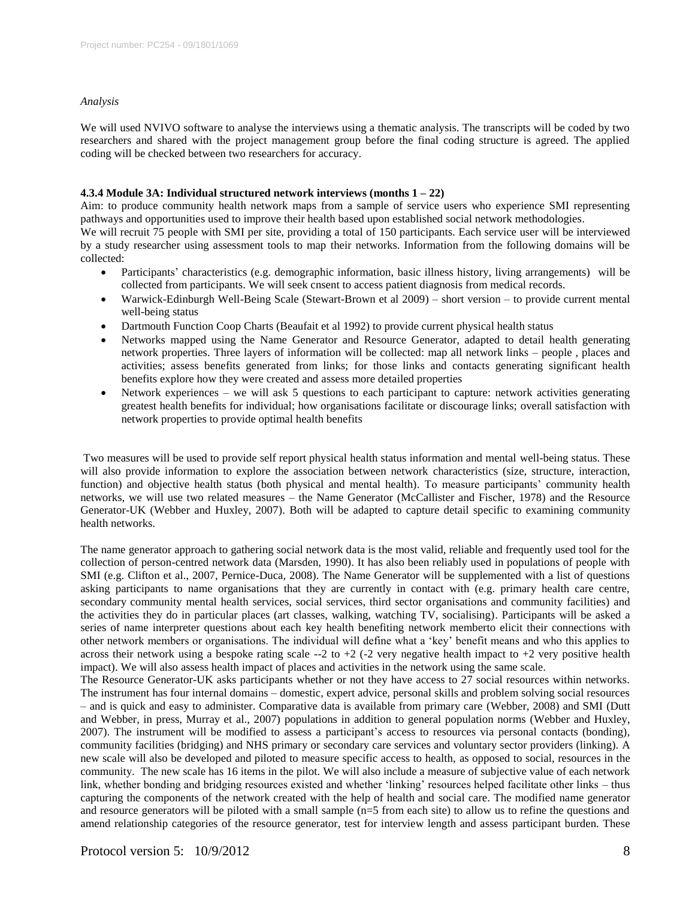*Analysis*

We will used NVIVO software to analyse the interviews using a thematic analysis. The transcripts will be coded by two researchers and shared with the project management group before the final coding structure is agreed. The applied coding will be checked between two researchers for accuracy.

#### 4.3.4 Module 3A: Individual structured network interviews (months 1 – 22)

Aim: to produce community health network maps from a sample of service users who experience SMI representing pathways and opportunities used to improve their health based upon established social network methodologies.

We will recruit 75 people with SMI per site, providing a total of 150 participants. Each service user will be interviewed by a study researcher using assessment tools to map their networks. Information from the following domains will be collected:

- Participants' characteristics (e.g. demographic information, basic illness history, living arrangements) will be collected from participants. We will seek cnsent to access patient diagnosis from medical records.
- Warwick-Edinburgh Well-Being Scale (Stewart-Brown et al 2009) – short version – to provide current mental well-being status
- Dartmouth Function Coop Charts (Beaufait et al 1992) to provide current physical health status
- Networks mapped using the Name Generator and Resource Generator, adapted to detail health generating network properties. Three layers of information will be collected: map all network links – people , places and activities; assess benefits generated from links; for those links and contacts generating significant health benefits explore how they were created and assess more detailed properties
- Network experiences – we will ask 5 questions to each participant to capture: network activities generating greatest health benefits for individual; how organisations facilitate or discourage links; overall satisfaction with network properties to provide optimal health benefits

Two measures will be used to provide self report physical health status information and mental well-being status. These will also provide information to explore the association between network characteristics (size, structure, interaction, function) and objective health status (both physical and mental health). To measure participants' community health networks, we will use two related measures – the Name Generator (McCallister and Fischer, 1978) and the Resource Generator-UK (Webber and Huxley, 2007). Both will be adapted to capture detail specific to examining community health networks.

The name generator approach to gathering social network data is the most valid, reliable and frequently used tool for the collection of person-centred network data (Marsden, 1990). It has also been reliably used in populations of people with SMI (e.g. Clifton et al., 2007, Pernice-Duca, 2008). The Name Generator will be supplemented with a list of questions asking participants to name organisations that they are currently in contact with (e.g. primary health care centre, secondary community mental health services, social services, third sector organisations and community facilities) and the activities they do in particular places (art classes, walking, watching TV, socialising). Participants will be asked a series of name interpreter questions about each key health benefiting network memberto elicit their connections with other network members or organisations. The individual will define what a 'key' benefit means and who this applies to across their network using a bespoke rating scale --2 to +2 (-2 very negative health impact to +2 very positive health impact). We will also assess health impact of places and activities in the network using the same scale.

The Resource Generator-UK asks participants whether or not they have access to 27 social resources within networks. The instrument has four internal domains – domestic, expert advice, personal skills and problem solving social resources – and is quick and easy to administer. Comparative data is available from primary care (Webber, 2008) and SMI (Dutt and Webber, in press, Murray et al., 2007) populations in addition to general population norms (Webber and Huxley, 2007). The instrument will be modified to assess a participant's access to resources via personal contacts (bonding), community facilities (bridging) and NHS primary or secondary care services and voluntary sector providers (linking). A new scale will also be developed and piloted to measure specific access to health, as opposed to social, resources in the community. The new scale has 16 items in the pilot. We will also include a measure of subjective value of each network link, whether bonding and bridging resources existed and whether 'linking' resources helped facilitate other links – thus capturing the components of the network created with the help of health and social care. The modified name generator and resource generators will be piloted with a small sample (n=5 from each site) to allow us to refine the questions and amend relationship categories of the resource generator, test for interview length and assess participant burden. These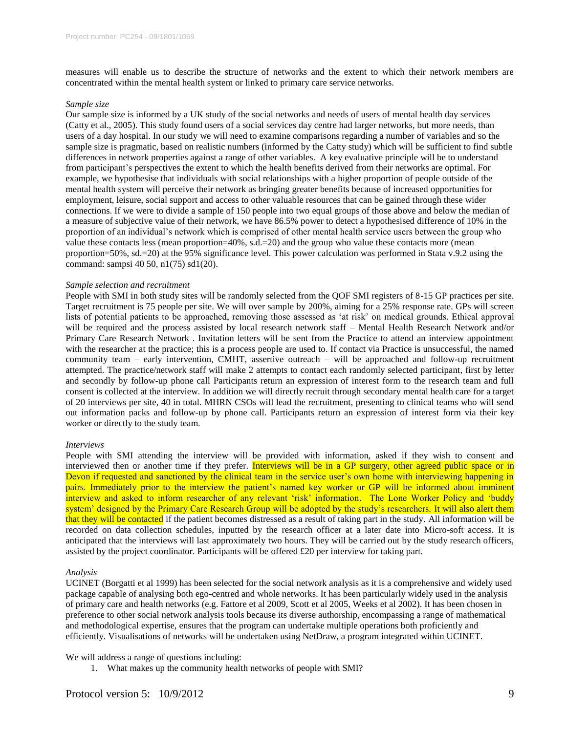measures will enable us to describe the structure of networks and the extent to which their network members are concentrated within the mental health system or linked to primary care service networks.

*Sample size*

Our sample size is informed by a UK study of the social networks and needs of users of mental health day services (Catty et al., 2005). This study found users of a social services day centre had larger networks, but more needs, than users of a day hospital. In our study we will need to examine comparisons regarding a number of variables and so the sample size is pragmatic, based on realistic numbers (informed by the Catty study) which will be sufficient to find subtle differences in network properties against a range of other variables. A key evaluative principle will be to understand from participant's perspectives the extent to which the health benefits derived from their networks are optimal. For example, we hypothesise that individuals with social relationships with a higher proportion of people outside of the mental health system will perceive their network as bringing greater benefits because of increased opportunities for employment, leisure, social support and access to other valuable resources that can be gained through these wider connections. If we were to divide a sample of 150 people into two equal groups of those above and below the median of a measure of subjective value of their network, we have 86.5% power to detect a hypothesised difference of 10% in the proportion of an individual's network which is comprised of other mental health service users between the group who value these contacts less (mean proportion=40%, s.d.=20) and the group who value these contacts more (mean proportion=50%, sd.=20) at the 95% significance level. This power calculation was performed in Stata v.9.2 using the command: sampsi 40 50, n1(75) sd1(20).

*Sample selection and recruitment*

People with SMI in both study sites will be randomly selected from the QOF SMI registers of 8-15 GP practices per site. Target recruitment is 75 people per site. We will over sample by 200%, aiming for a 25% response rate. GPs will screen lists of potential patients to be approached, removing those assessed as 'at risk' on medical grounds. Ethical approval will be required and the process assisted by local research network staff – Mental Health Research Network and/or Primary Care Research Network . Invitation letters will be sent from the Practice to attend an interview appointment with the researcher at the practice; this is a process people are used to. If contact via Practice is unsuccessful, the named community team – early intervention, CMHT, assertive outreach – will be approached and follow-up recruitment attempted. The practice/network staff will make 2 attempts to contact each randomly selected participant, first by letter and secondly by follow-up phone call Participants return an expression of interest form to the research team and full consent is collected at the interview. In addition we will directly recruit through secondary mental health care for a target of 20 interviews per site, 40 in total. MHRN CSOs will lead the recruitment, presenting to clinical teams who will send out information packs and follow-up by phone call. Participants return an expression of interest form via their key worker or directly to the study team.

*Interviews*

People with SMI attending the interview will be provided with information, asked if they wish to consent and interviewed then or another time if they prefer. Interviews will be in a GP surgery, other agreed public space or in Devon if requested and sanctioned by the clinical team in the service user's own home with interviewing happening in pairs. Immediately prior to the interview the patient's named key worker or GP will be informed about imminent interview and asked to inform researcher of any relevant 'risk' information. The Lone Worker Policy and 'buddy system' designed by the Primary Care Research Group will be adopted by the study's researchers. It will also alert them that they will be contacted if the patient becomes distressed as a result of taking part in the study. All information will be recorded on data collection schedules, inputted by the research officer at a later date into Micro-soft access. It is anticipated that the interviews will last approximately two hours. They will be carried out by the study research officers, assisted by the project coordinator. Participants will be offered £20 per interview for taking part.

*Analysis*

UCINET (Borgatti et al 1999) has been selected for the social network analysis as it is a comprehensive and widely used package capable of analysing both ego-centred and whole networks. It has been particularly widely used in the analysis of primary care and health networks (e.g. Fattore et al 2009, Scott et al 2005, Weeks et al 2002). It has been chosen in preference to other social network analysis tools because its diverse authorship, encompassing a range of mathematical and methodological expertise, ensures that the program can undertake multiple operations both proficiently and efficiently. Visualisations of networks will be undertaken using NetDraw, a program integrated within UCINET.

We will address a range of questions including:

1. What makes up the community health networks of people with SMI?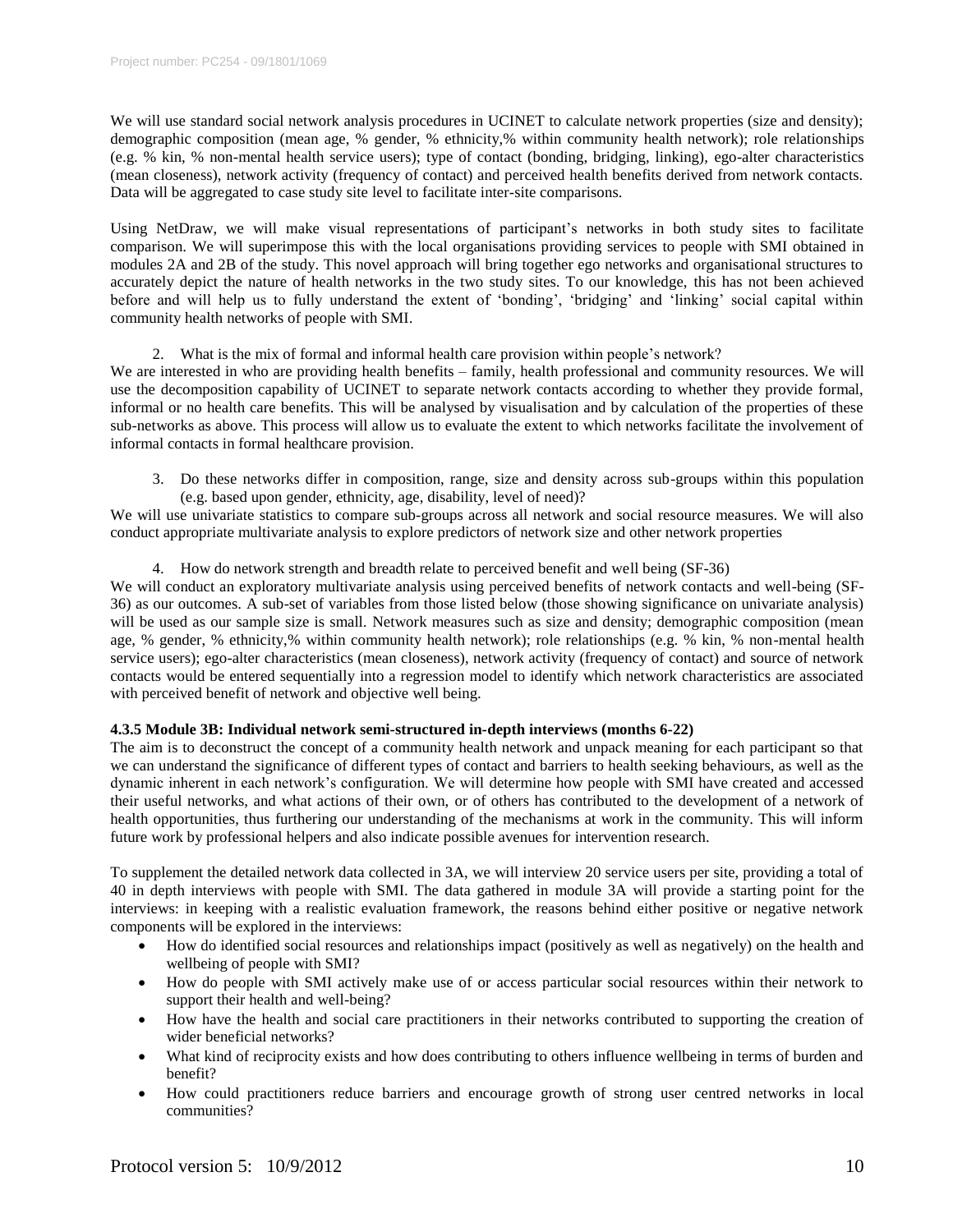We will use standard social network analysis procedures in UCINET to calculate network properties (size and density); demographic composition (mean age, % gender, % ethnicity,% within community health network); role relationships (e.g. % kin, % non-mental health service users); type of contact (bonding, bridging, linking), ego-alter characteristics (mean closeness), network activity (frequency of contact) and perceived health benefits derived from network contacts. Data will be aggregated to case study site level to facilitate inter-site comparisons.

Using NetDraw, we will make visual representations of participant's networks in both study sites to facilitate comparison. We will superimpose this with the local organisations providing services to people with SMI obtained in modules 2A and 2B of the study. This novel approach will bring together ego networks and organisational structures to accurately depict the nature of health networks in the two study sites. To our knowledge, this has not been achieved before and will help us to fully understand the extent of 'bonding', 'bridging' and 'linking' social capital within community health networks of people with SMI.

2. What is the mix of formal and informal health care provision within people's network?

We are interested in who are providing health benefits – family, health professional and community resources. We will use the decomposition capability of UCINET to separate network contacts according to whether they provide formal, informal or no health care benefits. This will be analysed by visualisation and by calculation of the properties of these sub-networks as above. This process will allow us to evaluate the extent to which networks facilitate the involvement of informal contacts in formal healthcare provision.

3. Do these networks differ in composition, range, size and density across sub-groups within this population (e.g. based upon gender, ethnicity, age, disability, level of need)?

We will use univariate statistics to compare sub-groups across all network and social resource measures. We will also conduct appropriate multivariate analysis to explore predictors of network size and other network properties

4. How do network strength and breadth relate to perceived benefit and well being (SF-36)

We will conduct an exploratory multivariate analysis using perceived benefits of network contacts and well-being (SF-36) as our outcomes. A sub-set of variables from those listed below (those showing significance on univariate analysis) will be used as our sample size is small. Network measures such as size and density; demographic composition (mean age, % gender, % ethnicity,% within community health network); role relationships (e.g. % kin, % non-mental health service users); ego-alter characteristics (mean closeness), network activity (frequency of contact) and source of network contacts would be entered sequentially into a regression model to identify which network characteristics are associated with perceived benefit of network and objective well being.

#### 4.3.5 Module 3B: Individual network semi-structured in-depth interviews (months 6-22)

The aim is to deconstruct the concept of a community health network and unpack meaning for each participant so that we can understand the significance of different types of contact and barriers to health seeking behaviours, as well as the dynamic inherent in each network's configuration. We will determine how people with SMI have created and accessed their useful networks, and what actions of their own, or of others has contributed to the development of a network of health opportunities, thus furthering our understanding of the mechanisms at work in the community. This will inform future work by professional helpers and also indicate possible avenues for intervention research.

To supplement the detailed network data collected in 3A, we will interview 20 service users per site, providing a total of 40 in depth interviews with people with SMI. The data gathered in module 3A will provide a starting point for the interviews: in keeping with a realistic evaluation framework, the reasons behind either positive or negative network components will be explored in the interviews:

- How do identified social resources and relationships impact (positively as well as negatively) on the health and wellbeing of people with SMI?
- How do people with SMI actively make use of or access particular social resources within their network to support their health and well-being?
- How have the health and social care practitioners in their networks contributed to supporting the creation of wider beneficial networks?
- What kind of reciprocity exists and how does contributing to others influence wellbeing in terms of burden and benefit?
- How could practitioners reduce barriers and encourage growth of strong user centred networks in local communities?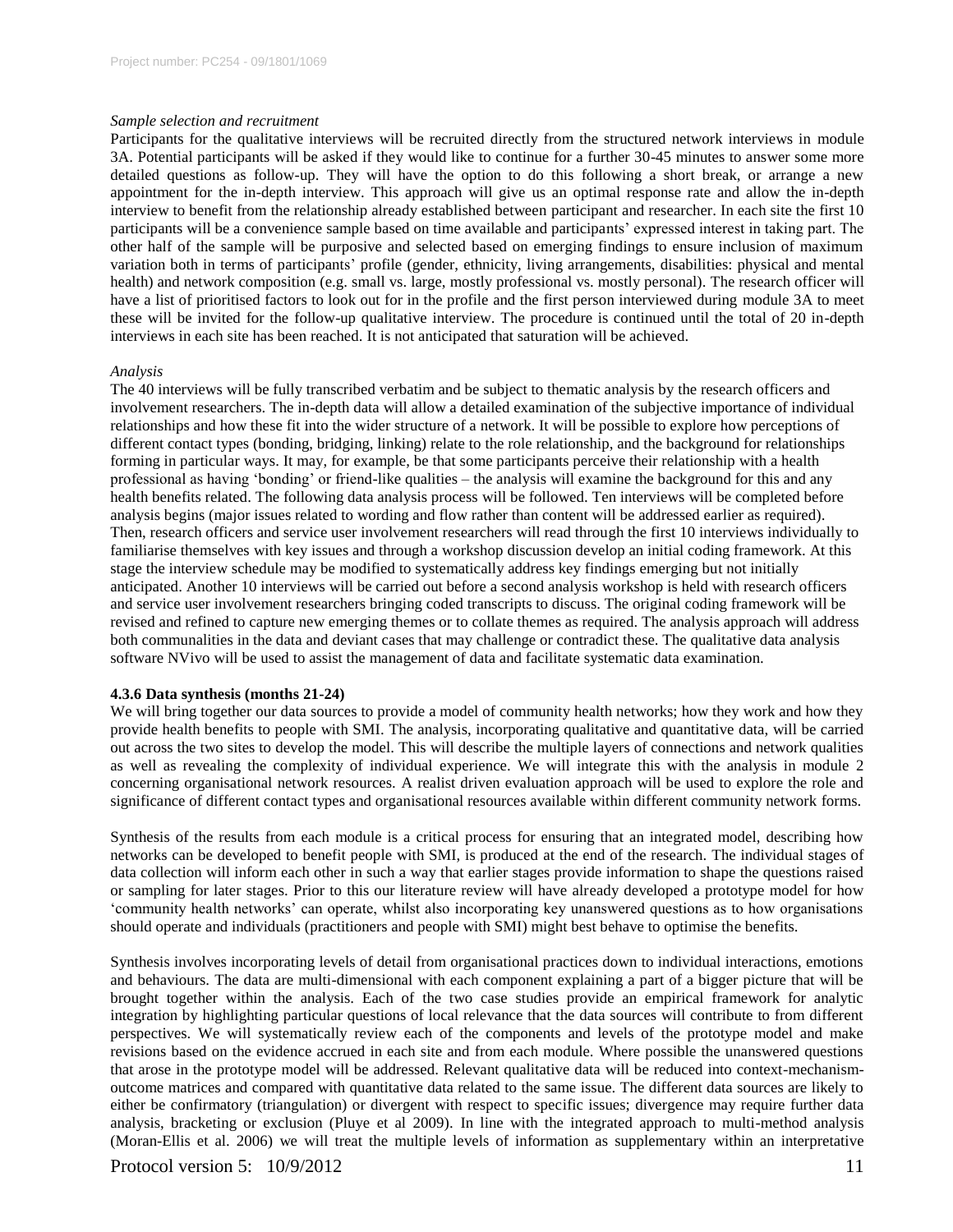*Sample selection and recruitment*

Participants for the qualitative interviews will be recruited directly from the structured network interviews in module 3A. Potential participants will be asked if they would like to continue for a further 30-45 minutes to answer some more detailed questions as follow-up. They will have the option to do this following a short break, or arrange a new appointment for the in-depth interview. This approach will give us an optimal response rate and allow the in-depth interview to benefit from the relationship already established between participant and researcher. In each site the first 10 participants will be a convenience sample based on time available and participants' expressed interest in taking part. The other half of the sample will be purposive and selected based on emerging findings to ensure inclusion of maximum variation both in terms of participants' profile (gender, ethnicity, living arrangements, disabilities: physical and mental health) and network composition (e.g. small vs. large, mostly professional vs. mostly personal). The research officer will have a list of prioritised factors to look out for in the profile and the first person interviewed during module 3A to meet these will be invited for the follow-up qualitative interview. The procedure is continued until the total of 20 in-depth interviews in each site has been reached. It is not anticipated that saturation will be achieved.

*Analysis*

The 40 interviews will be fully transcribed verbatim and be subject to thematic analysis by the research officers and involvement researchers. The in-depth data will allow a detailed examination of the subjective importance of individual relationships and how these fit into the wider structure of a network. It will be possible to explore how perceptions of different contact types (bonding, bridging, linking) relate to the role relationship, and the background for relationships forming in particular ways. It may, for example, be that some participants perceive their relationship with a health professional as having 'bonding' or friend-like qualities – the analysis will examine the background for this and any health benefits related. The following data analysis process will be followed. Ten interviews will be completed before analysis begins (major issues related to wording and flow rather than content will be addressed earlier as required). Then, research officers and service user involvement researchers will read through the first 10 interviews individually to familiarise themselves with key issues and through a workshop discussion develop an initial coding framework. At this stage the interview schedule may be modified to systematically address key findings emerging but not initially anticipated. Another 10 interviews will be carried out before a second analysis workshop is held with research officers and service user involvement researchers bringing coded transcripts to discuss. The original coding framework will be revised and refined to capture new emerging themes or to collate themes as required. The analysis approach will address both communalities in the data and deviant cases that may challenge or contradict these. The qualitative data analysis software NVivo will be used to assist the management of data and facilitate systematic data examination.

**4.3.6 Data synthesis (months 21-24)**

We will bring together our data sources to provide a model of community health networks; how they work and how they provide health benefits to people with SMI. The analysis, incorporating qualitative and quantitative data, will be carried out across the two sites to develop the model. This will describe the multiple layers of connections and network qualities as well as revealing the complexity of individual experience. We will integrate this with the analysis in module 2 concerning organisational network resources. A realist driven evaluation approach will be used to explore the role and significance of different contact types and organisational resources available within different community network forms.

Synthesis of the results from each module is a critical process for ensuring that an integrated model, describing how networks can be developed to benefit people with SMI, is produced at the end of the research. The individual stages of data collection will inform each other in such a way that earlier stages provide information to shape the questions raised or sampling for later stages. Prior to this our literature review will have already developed a prototype model for how 'community health networks' can operate, whilst also incorporating key unanswered questions as to how organisations should operate and individuals (practitioners and people with SMI) might best behave to optimise the benefits.

Synthesis involves incorporating levels of detail from organisational practices down to individual interactions, emotions and behaviours. The data are multi-dimensional with each component explaining a part of a bigger picture that will be brought together within the analysis. Each of the two case studies provide an empirical framework for analytic integration by highlighting particular questions of local relevance that the data sources will contribute to from different perspectives. We will systematically review each of the components and levels of the prototype model and make revisions based on the evidence accrued in each site and from each module. Where possible the unanswered questions that arose in the prototype model will be addressed. Relevant qualitative data will be reduced into context-mechanism-outcome matrices and compared with quantitative data related to the same issue. The different data sources are likely to either be confirmatory (triangulation) or divergent with respect to specific issues; divergence may require further data analysis, bracketing or exclusion (Pluye et al 2009). In line with the integrated approach to multi-method analysis (Moran-Ellis et al. 2006) we will treat the multiple levels of information as supplementary within an interpretative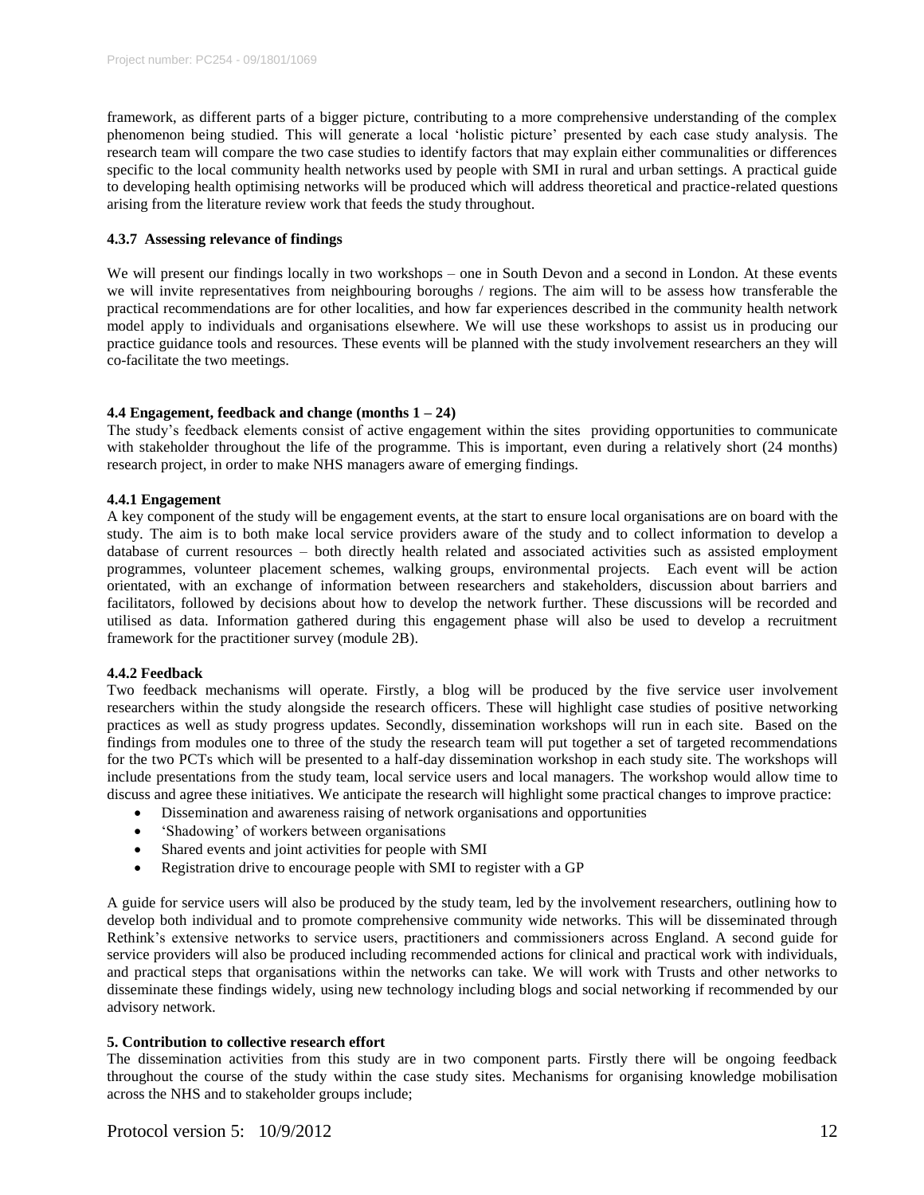framework, as different parts of a bigger picture, contributing to a more comprehensive understanding of the complex phenomenon being studied. This will generate a local 'holistic picture' presented by each case study analysis. The research team will compare the two case studies to identify factors that may explain either communalities or differences specific to the local community health networks used by people with SMI in rural and urban settings. A practical guide to developing health optimising networks will be produced which will address theoretical and practice-related questions arising from the literature review work that feeds the study throughout.

#### 4.3.7 Assessing relevance of findings

We will present our findings locally in two workshops – one in South Devon and a second in London. At these events we will invite representatives from neighbouring boroughs / regions. The aim will to be assess how transferable the practical recommendations are for other localities, and how far experiences described in the community health network model apply to individuals and organisations elsewhere. We will use these workshops to assist us in producing our practice guidance tools and resources. These events will be planned with the study involvement researchers an they will co-facilitate the two meetings.

### 4.4 Engagement, feedback and change (months 1 – 24)

The study's feedback elements consist of active engagement within the sites providing opportunities to communicate with stakeholder throughout the life of the programme. This is important, even during a relatively short (24 months) research project, in order to make NHS managers aware of emerging findings.

#### 4.4.1 Engagement

A key component of the study will be engagement events, at the start to ensure local organisations are on board with the study. The aim is to both make local service providers aware of the study and to collect information to develop a database of current resources – both directly health related and associated activities such as assisted employment programmes, volunteer placement schemes, walking groups, environmental projects. Each event will be action orientated, with an exchange of information between researchers and stakeholders, discussion about barriers and facilitators, followed by decisions about how to develop the network further. These discussions will be recorded and utilised as data. Information gathered during this engagement phase will also be used to develop a recruitment framework for the practitioner survey (module 2B).

#### 4.4.2 Feedback

Two feedback mechanisms will operate. Firstly, a blog will be produced by the five service user involvement researchers within the study alongside the research officers. These will highlight case studies of positive networking practices as well as study progress updates. Secondly, dissemination workshops will run in each site. Based on the findings from modules one to three of the study the research team will put together a set of targeted recommendations for the two PCTs which will be presented to a half-day dissemination workshop in each study site. The workshops will include presentations from the study team, local service users and local managers. The workshop would allow time to discuss and agree these initiatives. We anticipate the research will highlight some practical changes to improve practice:

- Dissemination and awareness raising of network organisations and opportunities
- 'Shadowing' of workers between organisations
- Shared events and joint activities for people with SMI
- Registration drive to encourage people with SMI to register with a GP

A guide for service users will also be produced by the study team, led by the involvement researchers, outlining how to develop both individual and to promote comprehensive community wide networks. This will be disseminated through Rethink's extensive networks to service users, practitioners and commissioners across England. A second guide for service providers will also be produced including recommended actions for clinical and practical work with individuals, and practical steps that organisations within the networks can take. We will work with Trusts and other networks to disseminate these findings widely, using new technology including blogs and social networking if recommended by our advisory network.

## 5. Contribution to collective research effort

The dissemination activities from this study are in two component parts. Firstly there will be ongoing feedback throughout the course of the study within the case study sites. Mechanisms for organising knowledge mobilisation across the NHS and to stakeholder groups include;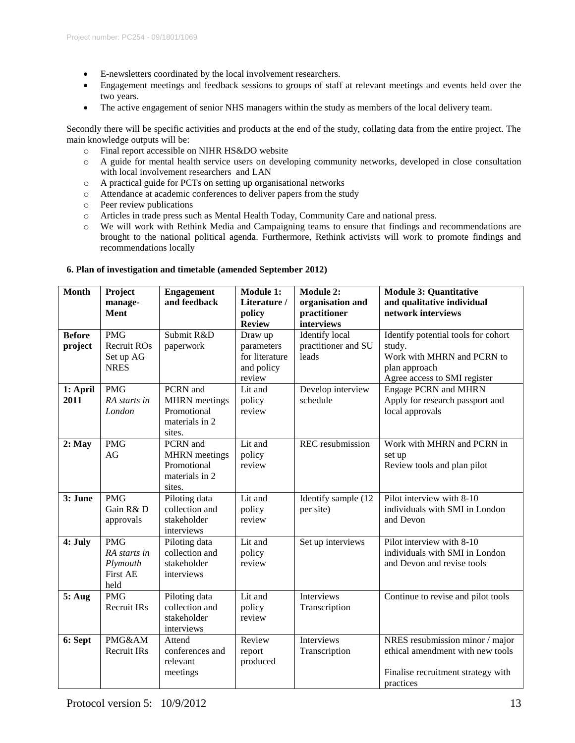- E-newsletters coordinated by the local involvement researchers.
- Engagement meetings and feedback sessions to groups of staff at relevant meetings and events held over the two years.
- The active engagement of senior NHS managers within the study as members of the local delivery team.

Secondly there will be specific activities and products at the end of the study, collating data from the entire project. The main knowledge outputs will be:

- Final report accessible on NIHR HS&DO website
- A guide for mental health service users on developing community networks, developed in close consultation with local involvement researchers and LAN
- A practical guide for PCTs on setting up organisational networks
- Attendance at academic conferences to deliver papers from the study
- Peer review publications
- Articles in trade press such as Mental Health Today, Community Care and national press.
- We will work with Rethink Media and Campaigning teams to ensure that findings and recommendations are brought to the national political agenda. Furthermore, Rethink activists will work to promote findings and recommendations locally

**6. Plan of investigation and timetable (amended September 2012)**

| Month | Project manage-Ment | Engagement and feedback | Module 1: Literature / policy Review | Module 2: organisation and practitioner interviews | Module 3: Quantitative and qualitative individual network interviews |
|---|---|---|---|---|---|
| **Before project** | PMG<br>Recruit ROs<br>Set up AG<br>NRES | Submit R&D paperwork | Draw up parameters for literature and policy review | Identify local practitioner and SU leads | Identify potential tools for cohort study.<br>Work with MHRN and PCRN to plan approach<br>Agree access to SMI register |
| **1: April 2011** | PMG<br>*RA starts in London* | PCRN and MHRN meetings<br>Promotional materials in 2 sites. | Lit and policy review | Develop interview schedule | Engage PCRN and MHRN<br>Apply for research passport and local approvals |
| **2: May** | PMG<br>AG | PCRN and MHRN meetings<br>Promotional materials in 2 sites. | Lit and policy review | REC resubmission | Work with MHRN and PCRN in set up<br>Review tools and plan pilot |
| **3: June** | PMG<br>Gain R& D approvals | Piloting data collection and stakeholder interviews | Lit and policy review | Identify sample (12 per site) | Pilot interview with 8-10 individuals with SMI in London and Devon |
| **4: July** | PMG<br>*RA starts in Plymouth*<br>First AE held | Piloting data collection and stakeholder interviews | Lit and policy review | Set up interviews | Pilot interview with 8-10 individuals with SMI in London and Devon and revise tools |
| **5: Aug** | PMG<br>Recruit IRs | Piloting data collection and stakeholder interviews | Lit and policy review | Interviews<br>Transcription | Continue to revise and pilot tools |
| **6: Sept** | PMG&AM<br>Recruit IRs | Attend conferences and relevant meetings | Review report produced | Interviews<br>Transcription | NRES resubmission minor / major ethical amendment with new tools<br><br>Finalise recruitment strategy with practices |

Protocol version 5: 10/9/2012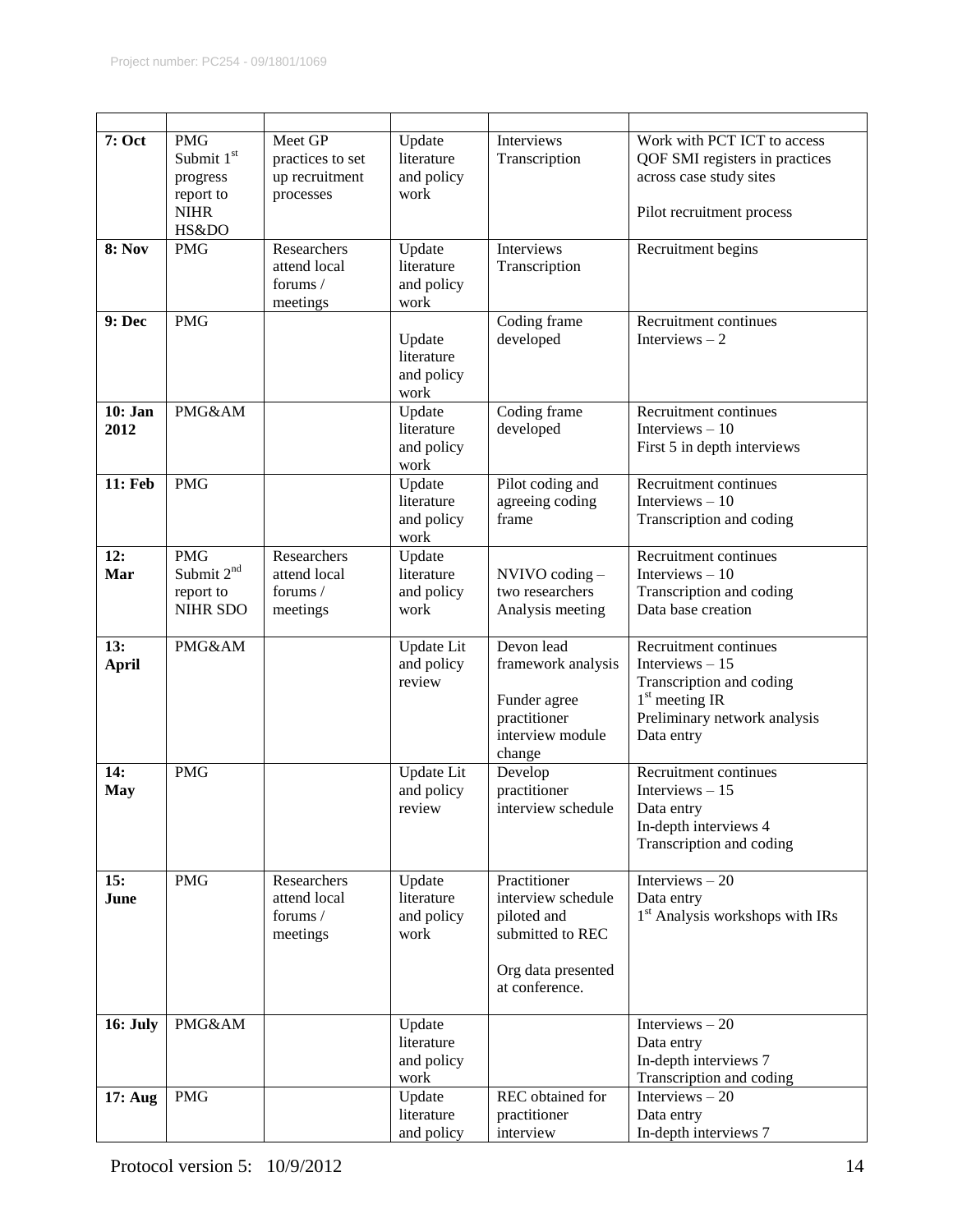| | | | | | |
|---|---|---|---|---|---|
| **7: Oct** | PMG Submit 1st progress report to NIHR HS&DO | Meet GP practices to set up recruitment processes | Update literature and policy work | Interviews Transcription | Work with PCT ICT to access QOF SMI registers in practices across case study sites<br><br>Pilot recruitment process |
| **8: Nov** | PMG | Researchers attend local forums / meetings | Update literature and policy work | Interviews Transcription | Recruitment begins |
| **9: Dec** | PMG | | Update literature and policy work | Coding frame developed | Recruitment continues<br>Interviews – 2 |
| **10: Jan 2012** | PMG&AM | | Update literature and policy work | Coding frame developed | Recruitment continues<br>Interviews – 10<br>First 5 in depth interviews |
| **11: Feb** | PMG | | Update literature and policy work | Pilot coding and agreeing coding frame | Recruitment continues<br>Interviews – 10<br>Transcription and coding |
| **12: Mar** | PMG Submit 2nd report to NIHR SDO | Researchers attend local forums / meetings | Update literature and policy work | NVIVO coding – two researchers<br>Analysis meeting | Recruitment continues<br>Interviews – 10<br>Transcription and coding<br>Data base creation |
| **13: April** | PMG&AM | | Update Lit and policy review | Devon lead framework analysis<br><br>Funder agree practitioner interview module change | Recruitment continues<br>Interviews – 15<br>Transcription and coding<br>1st meeting IR<br>Preliminary network analysis<br>Data entry |
| **14: May** | PMG | | Update Lit and policy review | Develop practitioner interview schedule | Recruitment continues<br>Interviews – 15<br>Data entry<br>In-depth interviews 4<br>Transcription and coding |
| **15: June** | PMG | Researchers attend local forums / meetings | Update literature and policy work | Practitioner interview schedule piloted and submitted to REC<br><br>Org data presented at conference. | Interviews – 20<br>Data entry<br>1st Analysis workshops with IRs |
| **16: July** | PMG&AM | | Update literature and policy work | | Interviews – 20<br>Data entry<br>In-depth interviews 7<br>Transcription and coding |
| **17: Aug** | PMG | | Update literature and policy | REC obtained for practitioner interview | Interviews – 20<br>Data entry<br>In-depth interviews 7 |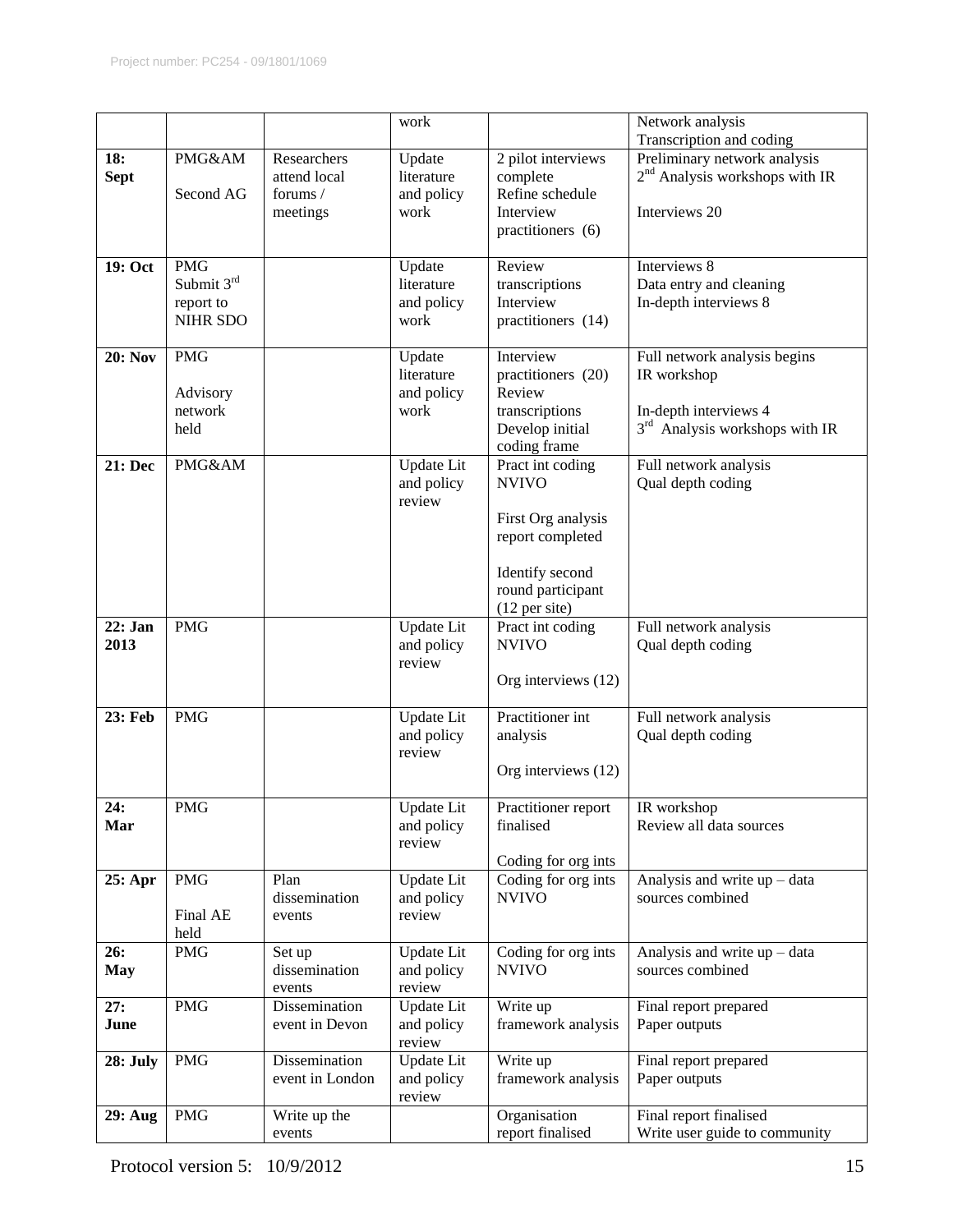| | | | work | | Network analysis<br>Transcription and coding |
|---|---|---|---|---|---|
| **18: Sept** | PMG&AM<br><br>Second AG | Researchers attend local forums / meetings | Update literature and policy work | 2 pilot interviews complete<br>Refine schedule<br>Interview practitioners (6) | Preliminary network analysis<br>2nd Analysis workshops with IR<br><br>Interviews 20 |
| **19: Oct** | PMG<br>Submit 3rd report to NIHR SDO | | Update literature and policy work | Review transcriptions<br>Interview practitioners (14) | Interviews 8<br>Data entry and cleaning<br>In-depth interviews 8 |
| **20: Nov** | PMG<br><br>Advisory network held | | Update literature and policy work | Interview practitioners (20)<br>Review transcriptions<br>Develop initial coding frame | Full network analysis begins<br>IR workshop<br><br>In-depth interviews 4<br>3rd Analysis workshops with IR |
| **21: Dec** | PMG&AM | | Update Lit and policy review | Pract int coding NVIVO<br><br>First Org analysis report completed<br><br>Identify second round participant (12 per site) | Full network analysis<br>Qual depth coding |
| **22: Jan 2013** | PMG | | Update Lit and policy review | Pract int coding NVIVO<br><br>Org interviews (12) | Full network analysis<br>Qual depth coding |
| **23: Feb** | PMG | | Update Lit and policy review | Practitioner int analysis<br><br>Org interviews (12) | Full network analysis<br>Qual depth coding |
| **24: Mar** | PMG | | Update Lit and policy review | Practitioner report finalised<br><br>Coding for org ints | IR workshop<br>Review all data sources |
| **25: Apr** | PMG<br><br>Final AE held | Plan dissemination events | Update Lit and policy review | Coding for org ints NVIVO | Analysis and write up – data sources combined |
| **26: May** | PMG | Set up dissemination events | Update Lit and policy review | Coding for org ints NVIVO | Analysis and write up – data sources combined |
| **27: June** | PMG | Dissemination event in Devon | Update Lit and policy review | Write up framework analysis | Final report prepared<br>Paper outputs |
| **28: July** | PMG | Dissemination event in London | Update Lit and policy review | Write up framework analysis | Final report prepared<br>Paper outputs |
| **29: Aug** | PMG | Write up the events | | Organisation report finalised | Final report finalised<br>Write user guide to community |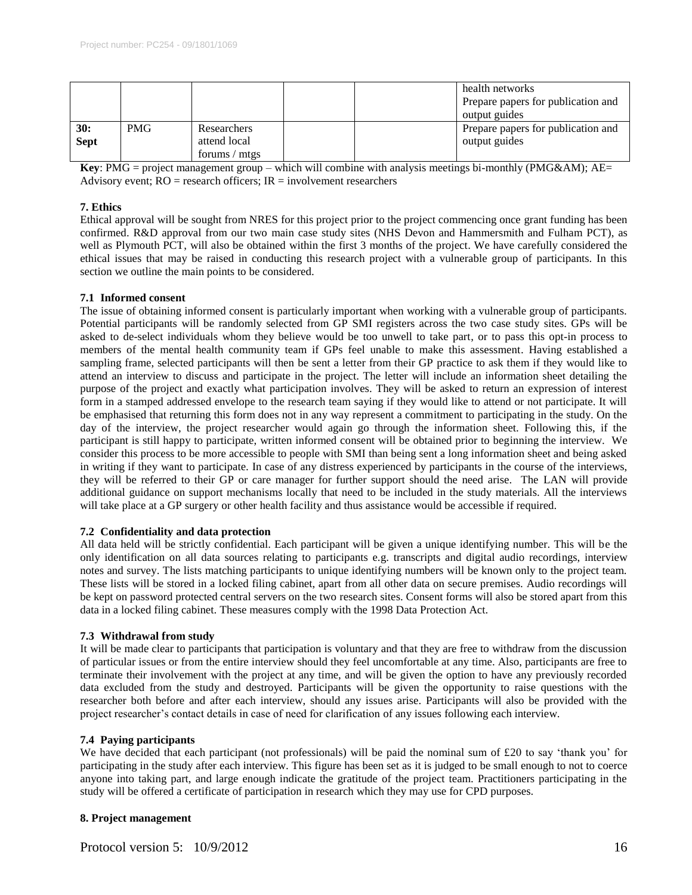| | | | | | |
|---|---|---|---|---|---|
| | | | | | health networks<br>Prepare papers for publication and output guides |
| **30: Sept** | PMG | Researchers attend local forums / mtgs | | | Prepare papers for publication and output guides |

**Key**: PMG = project management group – which will combine with analysis meetings bi-monthly (PMG&AM); AE= Advisory event; RO = research officers; IR = involvement researchers

## 7. Ethics

Ethical approval will be sought from NRES for this project prior to the project commencing once grant funding has been confirmed. R&D approval from our two main case study sites (NHS Devon and Hammersmith and Fulham PCT), as well as Plymouth PCT, will also be obtained within the first 3 months of the project. We have carefully considered the ethical issues that may be raised in conducting this research project with a vulnerable group of participants. In this section we outline the main points to be considered.

### 7.1 Informed consent

The issue of obtaining informed consent is particularly important when working with a vulnerable group of participants. Potential participants will be randomly selected from GP SMI registers across the two case study sites. GPs will be asked to de-select individuals whom they believe would be too unwell to take part, or to pass this opt-in process to members of the mental health community team if GPs feel unable to make this assessment. Having established a sampling frame, selected participants will then be sent a letter from their GP practice to ask them if they would like to attend an interview to discuss and participate in the project. The letter will include an information sheet detailing the purpose of the project and exactly what participation involves. They will be asked to return an expression of interest form in a stamped addressed envelope to the research team saying if they would like to attend or not participate. It will be emphasised that returning this form does not in any way represent a commitment to participating in the study. On the day of the interview, the project researcher would again go through the information sheet. Following this, if the participant is still happy to participate, written informed consent will be obtained prior to beginning the interview. We consider this process to be more accessible to people with SMI than being sent a long information sheet and being asked in writing if they want to participate. In case of any distress experienced by participants in the course of the interviews, they will be referred to their GP or care manager for further support should the need arise. The LAN will provide additional guidance on support mechanisms locally that need to be included in the study materials. All the interviews will take place at a GP surgery or other health facility and thus assistance would be accessible if required.

### 7.2 Confidentiality and data protection

All data held will be strictly confidential. Each participant will be given a unique identifying number. This will be the only identification on all data sources relating to participants e.g. transcripts and digital audio recordings, interview notes and survey. The lists matching participants to unique identifying numbers will be known only to the project team. These lists will be stored in a locked filing cabinet, apart from all other data on secure premises. Audio recordings will be kept on password protected central servers on the two research sites. Consent forms will also be stored apart from this data in a locked filing cabinet. These measures comply with the 1998 Data Protection Act.

### 7.3 Withdrawal from study

It will be made clear to participants that participation is voluntary and that they are free to withdraw from the discussion of particular issues or from the entire interview should they feel uncomfortable at any time. Also, participants are free to terminate their involvement with the project at any time, and will be given the option to have any previously recorded data excluded from the study and destroyed. Participants will be given the opportunity to raise questions with the researcher both before and after each interview, should any issues arise. Participants will also be provided with the project researcher's contact details in case of need for clarification of any issues following each interview.

### 7.4 Paying participants

We have decided that each participant (not professionals) will be paid the nominal sum of £20 to say 'thank you' for participating in the study after each interview. This figure has been set as it is judged to be small enough to not to coerce anyone into taking part, and large enough indicate the gratitude of the project team. Practitioners participating in the study will be offered a certificate of participation in research which they may use for CPD purposes.

## 8. Project management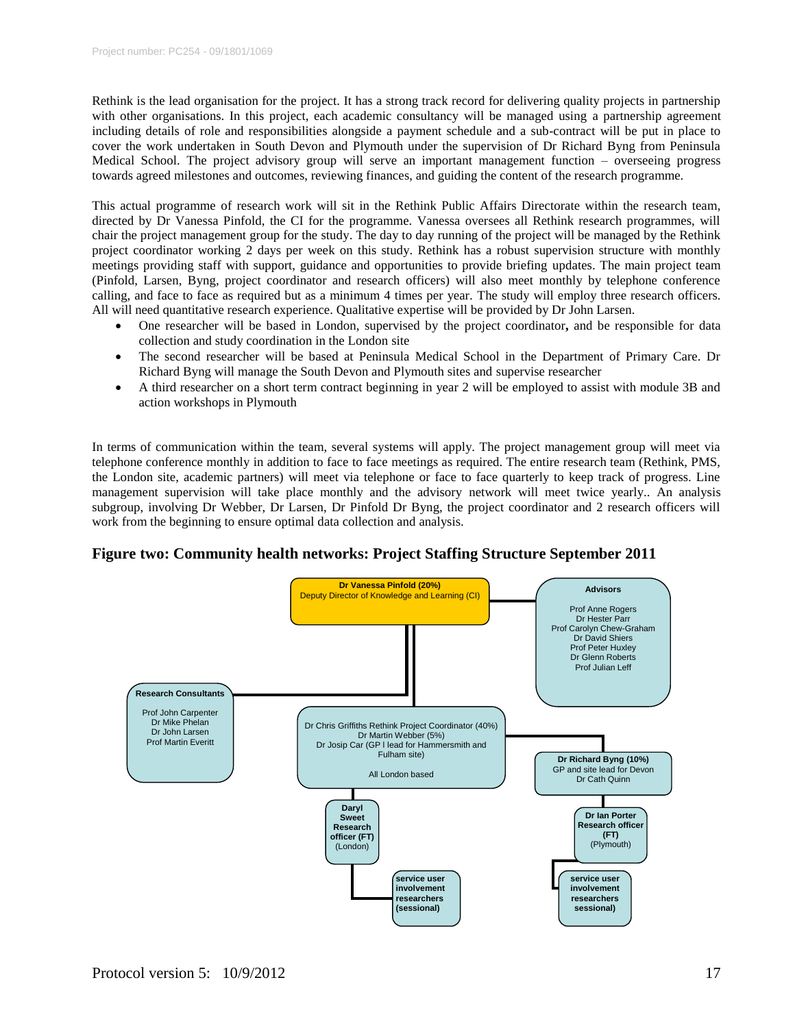Rethink is the lead organisation for the project. It has a strong track record for delivering quality projects in partnership with other organisations. In this project, each academic consultancy will be managed using a partnership agreement including details of role and responsibilities alongside a payment schedule and a sub-contract will be put in place to cover the work undertaken in South Devon and Plymouth under the supervision of Dr Richard Byng from Peninsula Medical School. The project advisory group will serve an important management function – overseeing progress towards agreed milestones and outcomes, reviewing finances, and guiding the content of the research programme.

This actual programme of research work will sit in the Rethink Public Affairs Directorate within the research team, directed by Dr Vanessa Pinfold, the CI for the programme. Vanessa oversees all Rethink research programmes, will chair the project management group for the study. The day to day running of the project will be managed by the Rethink project coordinator working 2 days per week on this study. Rethink has a robust supervision structure with monthly meetings providing staff with support, guidance and opportunities to provide briefing updates. The main project team (Pinfold, Larsen, Byng, project coordinator and research officers) will also meet monthly by telephone conference calling, and face to face as required but as a minimum 4 times per year. The study will employ three research officers. All will need quantitative research experience. Qualitative expertise will be provided by Dr John Larsen.

- One researcher will be based in London, supervised by the project coordinator**,** and be responsible for data collection and study coordination in the London site
- The second researcher will be based at Peninsula Medical School in the Department of Primary Care. Dr Richard Byng will manage the South Devon and Plymouth sites and supervise researcher
- A third researcher on a short term contract beginning in year 2 will be employed to assist with module 3B and action workshops in Plymouth

In terms of communication within the team, several systems will apply. The project management group will meet via telephone conference monthly in addition to face to face meetings as required. The entire research team (Rethink, PMS, the London site, academic partners) will meet via telephone or face to face quarterly to keep track of progress. Line management supervision will take place monthly and the advisory network will meet twice yearly.. An analysis subgroup, involving Dr Webber, Dr Larsen, Dr Pinfold Dr Byng, the project coordinator and 2 research officers will work from the beginning to ensure optimal data collection and analysis.

### Figure two: Community health networks: Project Staffing Structure September 2011

**Dr Vanessa Pinfold (20%)**
Deputy Director of Knowledge and Learning (CI)

**Advisors**
Prof Anne Rogers
Dr Hester Parr
Prof Carolyn Chew-Graham
Dr David Shiers
Prof Peter Huxley
Dr Glenn Roberts
Prof Julian Leff

**Research Consultants**
Prof John Carpenter
Dr Mike Phelan
Dr John Larsen
Prof Martin Everitt

Dr Chris Griffiths Rethink Project Coordinator (40%)
Dr Martin Webber (5%)
Dr Josip Car (GP l lead for Hammersmith and Fulham site)
All London based

**Dr Richard Byng (10%)**
GP and site lead for Devon
Dr Cath Quinn

**Daryl Sweet Research officer (FT)** (London)

**Dr Ian Porter Research officer (FT)** (Plymouth)

**service user involvement researchers (sessional)**

**service user involvement researchers sessional)**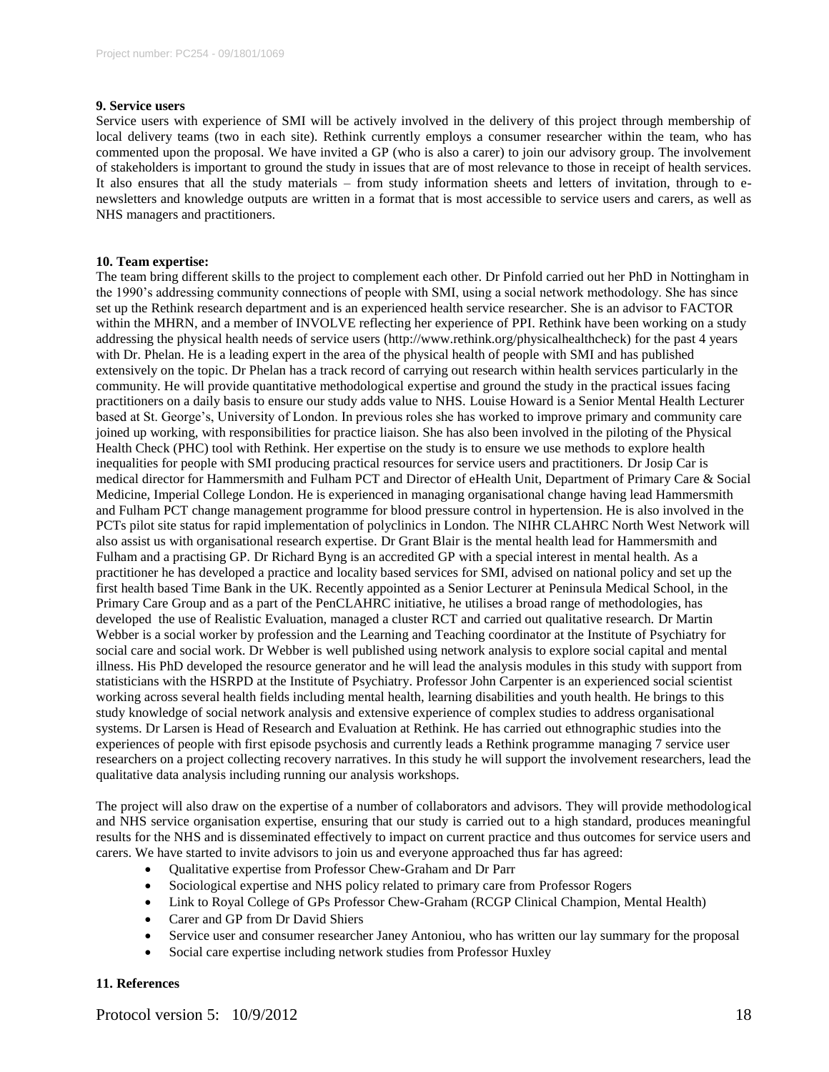**9. Service users**

Service users with experience of SMI will be actively involved in the delivery of this project through membership of local delivery teams (two in each site). Rethink currently employs a consumer researcher within the team, who has commented upon the proposal. We have invited a GP (who is also a carer) to join our advisory group. The involvement of stakeholders is important to ground the study in issues that are of most relevance to those in receipt of health services. It also ensures that all the study materials – from study information sheets and letters of invitation, through to e-newsletters and knowledge outputs are written in a format that is most accessible to service users and carers, as well as NHS managers and practitioners.

**10. Team expertise:**

The team bring different skills to the project to complement each other. Dr Pinfold carried out her PhD in Nottingham in the 1990's addressing community connections of people with SMI, using a social network methodology. She has since set up the Rethink research department and is an experienced health service researcher. She is an advisor to FACTOR within the MHRN, and a member of INVOLVE reflecting her experience of PPI. Rethink have been working on a study addressing the physical health needs of service users (http://www.rethink.org/physicalhealthcheck) for the past 4 years with Dr. Phelan. He is a leading expert in the area of the physical health of people with SMI and has published extensively on the topic. Dr Phelan has a track record of carrying out research within health services particularly in the community. He will provide quantitative methodological expertise and ground the study in the practical issues facing practitioners on a daily basis to ensure our study adds value to NHS. Louise Howard is a Senior Mental Health Lecturer based at St. George's, University of London. In previous roles she has worked to improve primary and community care joined up working, with responsibilities for practice liaison. She has also been involved in the piloting of the Physical Health Check (PHC) tool with Rethink. Her expertise on the study is to ensure we use methods to explore health inequalities for people with SMI producing practical resources for service users and practitioners. Dr Josip Car is medical director for Hammersmith and Fulham PCT and Director of eHealth Unit, Department of Primary Care & Social Medicine, Imperial College London. He is experienced in managing organisational change having lead Hammersmith and Fulham PCT change management programme for blood pressure control in hypertension. He is also involved in the PCTs pilot site status for rapid implementation of polyclinics in London. The NIHR CLAHRC North West Network will also assist us with organisational research expertise. Dr Grant Blair is the mental health lead for Hammersmith and Fulham and a practising GP. Dr Richard Byng is an accredited GP with a special interest in mental health. As a practitioner he has developed a practice and locality based services for SMI, advised on national policy and set up the first health based Time Bank in the UK. Recently appointed as a Senior Lecturer at Peninsula Medical School, in the Primary Care Group and as a part of the PenCLAHRC initiative, he utilises a broad range of methodologies, has developed the use of Realistic Evaluation, managed a cluster RCT and carried out qualitative research. Dr Martin Webber is a social worker by profession and the Learning and Teaching coordinator at the Institute of Psychiatry for social care and social work. Dr Webber is well published using network analysis to explore social capital and mental illness. His PhD developed the resource generator and he will lead the analysis modules in this study with support from statisticians with the HSRPD at the Institute of Psychiatry. Professor John Carpenter is an experienced social scientist working across several health fields including mental health, learning disabilities and youth health. He brings to this study knowledge of social network analysis and extensive experience of complex studies to address organisational systems. Dr Larsen is Head of Research and Evaluation at Rethink. He has carried out ethnographic studies into the experiences of people with first episode psychosis and currently leads a Rethink programme managing 7 service user researchers on a project collecting recovery narratives. In this study he will support the involvement researchers, lead the qualitative data analysis including running our analysis workshops.

The project will also draw on the expertise of a number of collaborators and advisors. They will provide methodological and NHS service organisation expertise, ensuring that our study is carried out to a high standard, produces meaningful results for the NHS and is disseminated effectively to impact on current practice and thus outcomes for service users and carers. We have started to invite advisors to join us and everyone approached thus far has agreed:

- Qualitative expertise from Professor Chew-Graham and Dr Parr
- Sociological expertise and NHS policy related to primary care from Professor Rogers
- Link to Royal College of GPs Professor Chew-Graham (RCGP Clinical Champion, Mental Health)
- Carer and GP from Dr David Shiers
- Service user and consumer researcher Janey Antoniou, who has written our lay summary for the proposal
- Social care expertise including network studies from Professor Huxley

**11. References**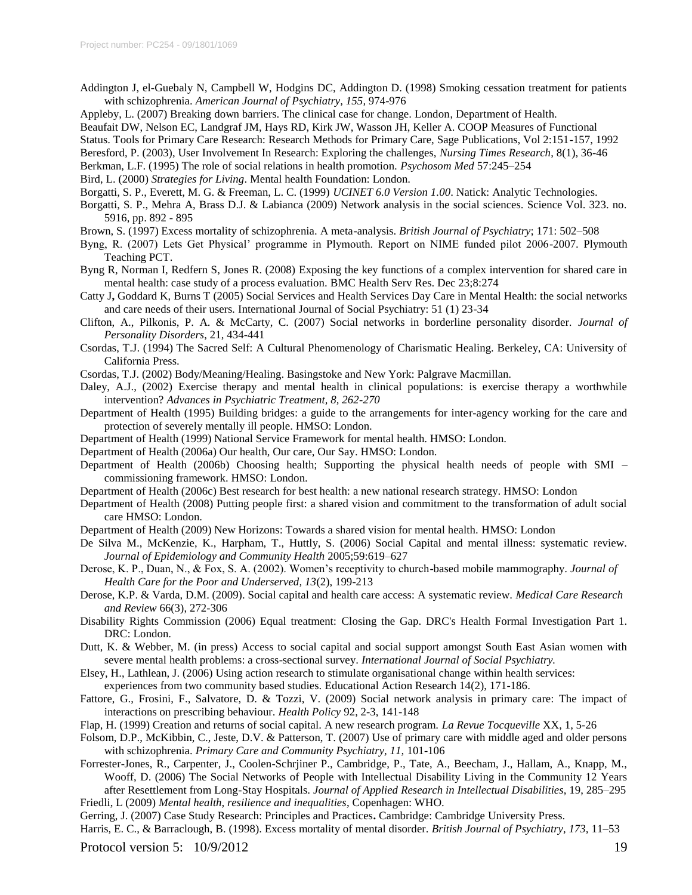Addington J, el-Guebaly N, Campbell W, Hodgins DC, Addington D. (1998) Smoking cessation treatment for patients with schizophrenia. *American Journal of Psychiatry, 155,* 974-976

Appleby, L. (2007) Breaking down barriers. The clinical case for change. London, Department of Health.

Beaufait DW, Nelson EC, Landgraf JM, Hays RD, Kirk JW, Wasson JH, Keller A. COOP Measures of Functional Status. Tools for Primary Care Research: Research Methods for Primary Care, Sage Publications, Vol 2:151-157, 1992

Beresford, P. (2003), User Involvement In Research: Exploring the challenges, *Nursing Times Research*, 8(1), 36-46

Berkman, L.F. (1995) The role of social relations in health promotion. *Psychosom Med* 57:245–254

Bird, L. (2000) *Strategies for Living*. Mental health Foundation: London.

Borgatti, S. P., Everett, M. G. & Freeman, L. C. (1999) *UCINET 6.0 Version 1.00*. Natick: Analytic Technologies.

Borgatti, S. P., Mehra A, Brass D.J. & Labianca (2009) Network analysis in the social sciences. Science Vol. 323. no. 5916, pp. 892 - 895

Brown, S. (1997) Excess mortality of schizophrenia. A meta-analysis. *British Journal of Psychiatry*; 171: 502–508

Byng, R. (2007) Lets Get Physical' programme in Plymouth. Report on NIME funded pilot 2006-2007. Plymouth Teaching PCT.

Byng R, Norman I, Redfern S, Jones R. (2008) Exposing the key functions of a complex intervention for shared care in mental health: case study of a process evaluation. BMC Health Serv Res. Dec 23;8:274

Catty J**,** Goddard K, Burns T (2005) Social Services and Health Services Day Care in Mental Health: the social networks and care needs of their users. International Journal of Social Psychiatry: 51 (1) 23-34

Clifton, A., Pilkonis, P. A. & McCarty, C. (2007) Social networks in borderline personality disorder. *Journal of Personality Disorders*, 21, 434-441

Csordas, T.J. (1994) The Sacred Self: A Cultural Phenomenology of Charismatic Healing. Berkeley, CA: University of California Press.

Csordas, T.J. (2002) Body/Meaning/Healing. Basingstoke and New York: Palgrave Macmillan.

Daley, A.J., (2002) Exercise therapy and mental health in clinical populations: is exercise therapy a worthwhile intervention? *Advances in Psychiatric Treatment, 8, 262-270*

Department of Health (1995) Building bridges: a guide to the arrangements for inter-agency working for the care and protection of severely mentally ill people. HMSO: London.

Department of Health (1999) National Service Framework for mental health. HMSO: London.

Department of Health (2006a) Our health, Our care, Our Say. HMSO: London.

Department of Health (2006b) Choosing health; Supporting the physical health needs of people with SMI – commissioning framework. HMSO: London.

Department of Health (2006c) Best research for best health: a new national research strategy. HMSO: London

Department of Health (2008) Putting people first: a shared vision and commitment to the transformation of adult social care HMSO: London.

Department of Health (2009) New Horizons: Towards a shared vision for mental health. HMSO: London

De Silva M., McKenzie, K., Harpham, T., Huttly, S. (2006) Social Capital and mental illness: systematic review. *Journal of Epidemiology and Community Health* 2005;59:619–627

Derose, K. P., Duan, N., & Fox, S. A. (2002). Women's receptivity to church-based mobile mammography. *Journal of Health Care for the Poor and Underserved, 13*(2), 199-213

Derose, K.P. & Varda, D.M. (2009). Social capital and health care access: A systematic review. *Medical Care Research and Review* 66(3), 272-306

Disability Rights Commission (2006) Equal treatment: Closing the Gap. DRC's Health Formal Investigation Part 1. DRC: London.

Dutt, K. & Webber, M. (in press) Access to social capital and social support amongst South East Asian women with severe mental health problems: a cross-sectional survey. *International Journal of Social Psychiatry.*

Elsey, H., Lathlean, J. (2006) Using action research to stimulate organisational change within health services: experiences from two community based studies. Educational Action Research 14(2), 171-186.

Fattore, G., Frosini, F., Salvatore, D. & Tozzi, V. (2009) Social network analysis in primary care: The impact of interactions on prescribing behaviour. *Health Policy* 92, 2-3, 141-148

Flap, H. (1999) Creation and returns of social capital. A new research program. *La Revue Tocqueville* XX, 1, 5-26

Folsom, D.P., McKibbin, C., Jeste, D.V. & Patterson, T. (2007) Use of primary care with middle aged and older persons with schizophrenia. *Primary Care and Community Psychiatry, 11,* 101-106

Forrester-Jones, R., Carpenter, J., Coolen-Schrjiner P., Cambridge, P., Tate, A., Beecham, J., Hallam, A., Knapp, M., Wooff, D. (2006) The Social Networks of People with Intellectual Disability Living in the Community 12 Years after Resettlement from Long-Stay Hospitals. *Journal of Applied Research in Intellectual Disabilities*, 19, 285–295

Friedli, L (2009) *Mental health, resilience and inequalities*, Copenhagen: WHO.

Gerring, J. (2007) Case Study Research: Principles and Practices**.** Cambridge: Cambridge University Press.

Harris, E. C., & Barraclough, B. (1998). Excess mortality of mental disorder. *British Journal of Psychiatry*, *173,* 11–53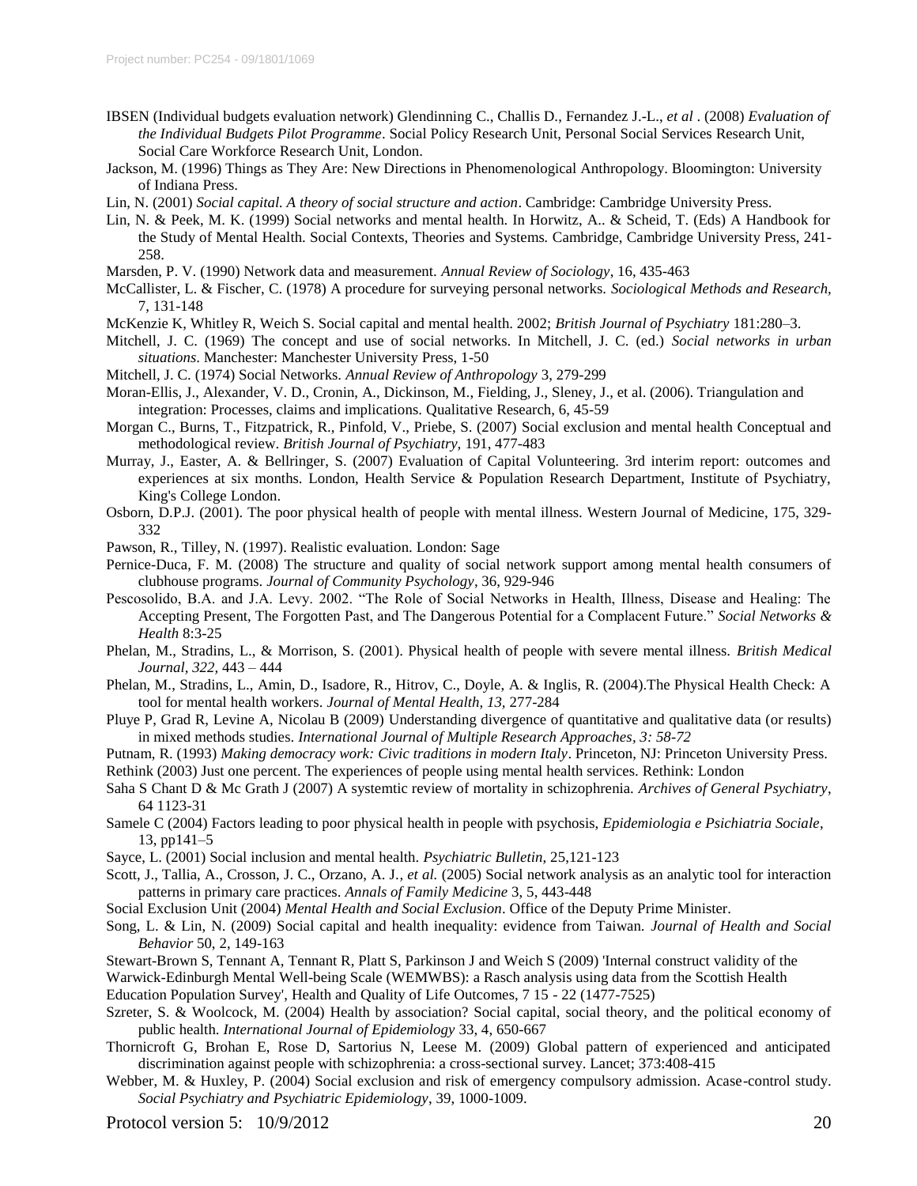IBSEN (Individual budgets evaluation network) Glendinning C., Challis D., Fernandez J.-L., *et al* . (2008) *Evaluation of the Individual Budgets Pilot Programme*. Social Policy Research Unit, Personal Social Services Research Unit, Social Care Workforce Research Unit, London.

Jackson, M. (1996) Things as They Are: New Directions in Phenomenological Anthropology. Bloomington: University of Indiana Press.

Lin, N. (2001) *Social capital. A theory of social structure and action*. Cambridge: Cambridge University Press.

Lin, N. & Peek, M. K. (1999) Social networks and mental health. In Horwitz, A.. & Scheid, T. (Eds) A Handbook for the Study of Mental Health. Social Contexts, Theories and Systems. Cambridge, Cambridge University Press, 241-258.

Marsden, P. V. (1990) Network data and measurement. *Annual Review of Sociology*, 16, 435-463

McCallister, L. & Fischer, C. (1978) A procedure for surveying personal networks. *Sociological Methods and Research,* 7, 131-148

McKenzie K, Whitley R, Weich S. Social capital and mental health. 2002; *British Journal of Psychiatry* 181:280–3.

Mitchell, J. C. (1969) The concept and use of social networks. In Mitchell, J. C. (ed.) *Social networks in urban situations*. Manchester: Manchester University Press, 1-50

Mitchell, J. C. (1974) Social Networks. *Annual Review of Anthropology* 3, 279-299

Moran-Ellis, J., Alexander, V. D., Cronin, A., Dickinson, M., Fielding, J., Sleney, J., et al. (2006). Triangulation and integration: Processes, claims and implications. Qualitative Research, 6, 45-59

Morgan C., Burns, T., Fitzpatrick, R., Pinfold, V., Priebe, S. (2007) Social exclusion and mental health Conceptual and methodological review. *British Journal of Psychiatry,* 191, 477-483

Murray, J., Easter, A. & Bellringer, S. (2007) Evaluation of Capital Volunteering. 3rd interim report: outcomes and experiences at six months. London, Health Service & Population Research Department, Institute of Psychiatry, King's College London.

Osborn, D.P.J. (2001). The poor physical health of people with mental illness. Western Journal of Medicine, 175, 329-332

Pawson, R., Tilley, N. (1997). Realistic evaluation. London: Sage

Pernice-Duca, F. M. (2008) The structure and quality of social network support among mental health consumers of clubhouse programs. *Journal of Community Psychology*, 36, 929-946

Pescosolido, B.A. and J.A. Levy. 2002. "The Role of Social Networks in Health, Illness, Disease and Healing: The Accepting Present, The Forgotten Past, and The Dangerous Potential for a Complacent Future." *Social Networks & Health* 8:3-25

Phelan, M., Stradins, L., & Morrison, S. (2001). Physical health of people with severe mental illness. *British Medical Journal, 322,* 443 – 444

Phelan, M., Stradins, L., Amin, D., Isadore, R., Hitrov, C., Doyle, A. & Inglis, R. (2004).The Physical Health Check: A tool for mental health workers. *Journal of Mental Health, 13,* 277-284

Pluye P, Grad R, Levine A, Nicolau B (2009) Understanding divergence of quantitative and qualitative data (or results) in mixed methods studies. *International Journal of Multiple Research Approaches, 3: 58-72*

Putnam, R. (1993) *Making democracy work: Civic traditions in modern Italy*. Princeton, NJ: Princeton University Press.

Rethink (2003) Just one percent. The experiences of people using mental health services. Rethink: London

Saha S Chant D & Mc Grath J (2007) A systemtic review of mortality in schizophrenia. *Archives of General Psychiatry*, 64 1123-31

Samele C (2004) Factors leading to poor physical health in people with psychosis, *Epidemiologia e Psichiatria Sociale*, 13, pp141–5

Sayce, L. (2001) Social inclusion and mental health. *Psychiatric Bulletin*, 25,121-123

Scott, J., Tallia, A., Crosson, J. C., Orzano, A. J.*, et al.* (2005) Social network analysis as an analytic tool for interaction patterns in primary care practices. *Annals of Family Medicine* 3, 5, 443-448

Social Exclusion Unit (2004) *Mental Health and Social Exclusion*. Office of the Deputy Prime Minister.

Song, L. & Lin, N. (2009) Social capital and health inequality: evidence from Taiwan. *Journal of Health and Social Behavior* 50, 2, 149-163

Stewart-Brown S, Tennant A, Tennant R, Platt S, Parkinson J and Weich S (2009) 'Internal construct validity of the Warwick-Edinburgh Mental Well-being Scale (WEMWBS): a Rasch analysis using data from the Scottish Health Education Population Survey', Health and Quality of Life Outcomes, 7 15 - 22 (1477-7525)

Szreter, S. & Woolcock, M. (2004) Health by association? Social capital, social theory, and the political economy of public health. *International Journal of Epidemiology* 33, 4, 650-667

Thornicroft G, Brohan E, Rose D, Sartorius N, Leese M. (2009) Global pattern of experienced and anticipated discrimination against people with schizophrenia: a cross-sectional survey. Lancet; 373:408-415

Webber, M. & Huxley, P. (2004) Social exclusion and risk of emergency compulsory admission. Acase-control study. *Social Psychiatry and Psychiatric Epidemiology*, 39, 1000-1009.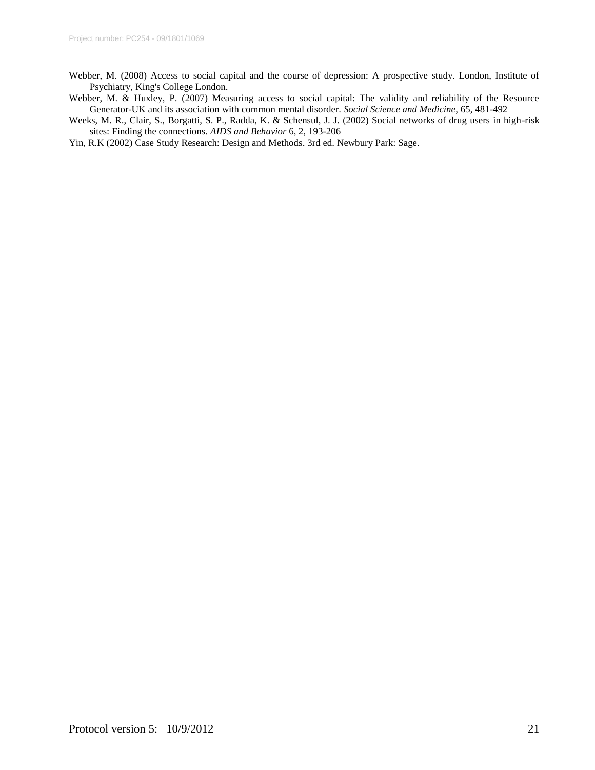Webber, M. (2008) Access to social capital and the course of depression: A prospective study. London, Institute of Psychiatry, King's College London.

Webber, M. & Huxley, P. (2007) Measuring access to social capital: The validity and reliability of the Resource Generator-UK and its association with common mental disorder. *Social Science and Medicine*, 65, 481-492

Weeks, M. R., Clair, S., Borgatti, S. P., Radda, K. & Schensul, J. J. (2002) Social networks of drug users in high-risk sites: Finding the connections. *AIDS and Behavior* 6, 2, 193-206

Yin, R.K (2002) Case Study Research: Design and Methods. 3rd ed. Newbury Park: Sage.